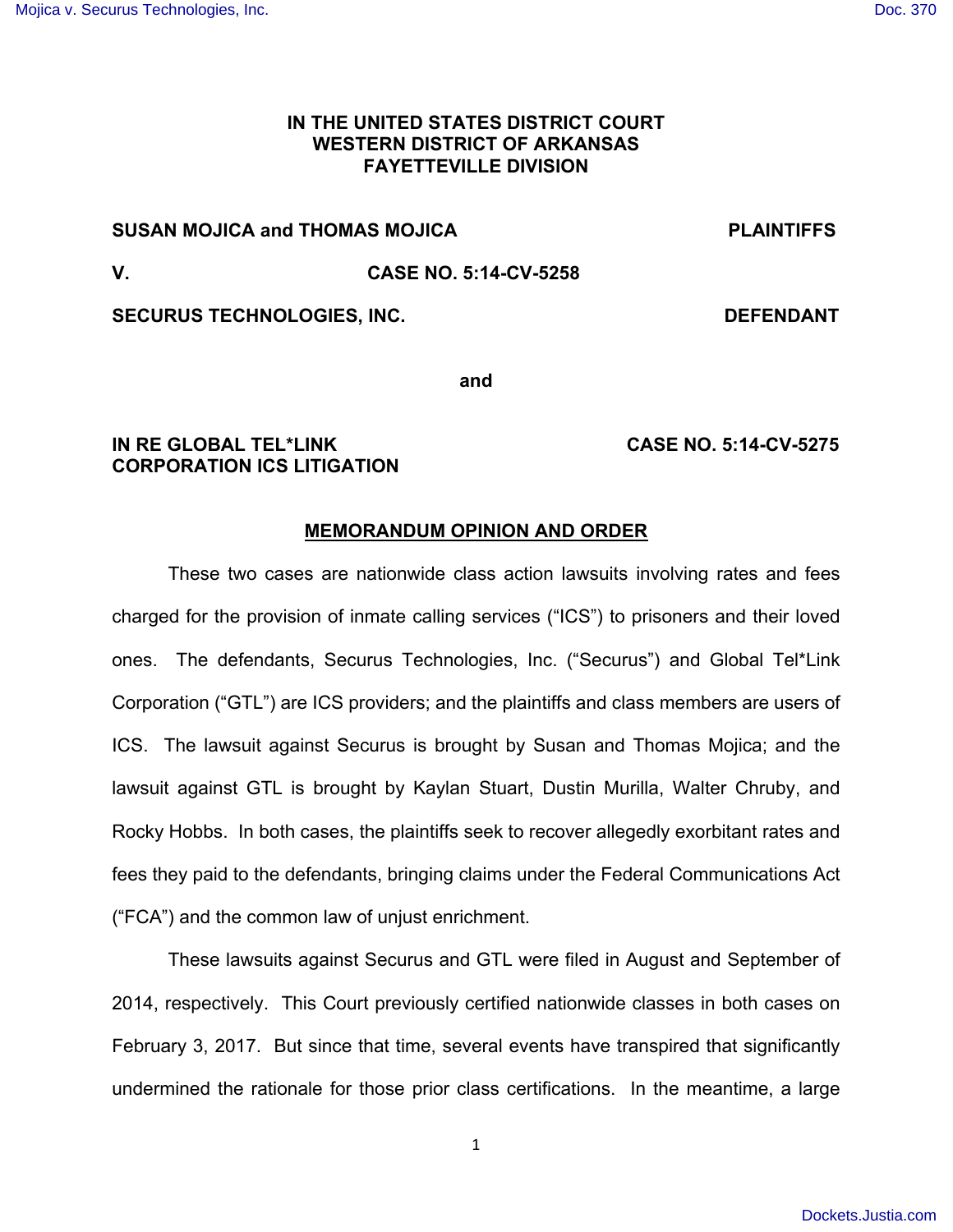**IN THE UNITED STATES DISTRICT COURT**
**WESTERN DISTRICT OF ARKANSAS**
**FAYETTEVILLE DIVISION**

**SUSAN MOJICA and THOMAS MOJICA** **PLAINTIFFS**

**V.** **CASE NO. 5:14-CV-5258**

**SECURUS TECHNOLOGIES, INC.** **DEFENDANT**

**and**

**IN RE GLOBAL TEL*LINK CORPORATION ICS LITIGATION** **CASE NO. 5:14-CV-5275**

## MEMORANDUM OPINION AND ORDER

These two cases are nationwide class action lawsuits involving rates and fees charged for the provision of inmate calling services ("ICS") to prisoners and their loved ones. The defendants, Securus Technologies, Inc. ("Securus") and Global Tel*Link Corporation ("GTL") are ICS providers; and the plaintiffs and class members are users of ICS. The lawsuit against Securus is brought by Susan and Thomas Mojica; and the lawsuit against GTL is brought by Kaylan Stuart, Dustin Murilla, Walter Chruby, and Rocky Hobbs. In both cases, the plaintiffs seek to recover allegedly exorbitant rates and fees they paid to the defendants, bringing claims under the Federal Communications Act ("FCA") and the common law of unjust enrichment.

These lawsuits against Securus and GTL were filed in August and September of 2014, respectively. This Court previously certified nationwide classes in both cases on February 3, 2017. But since that time, several events have transpired that significantly undermined the rationale for those prior class certifications. In the meantime, a large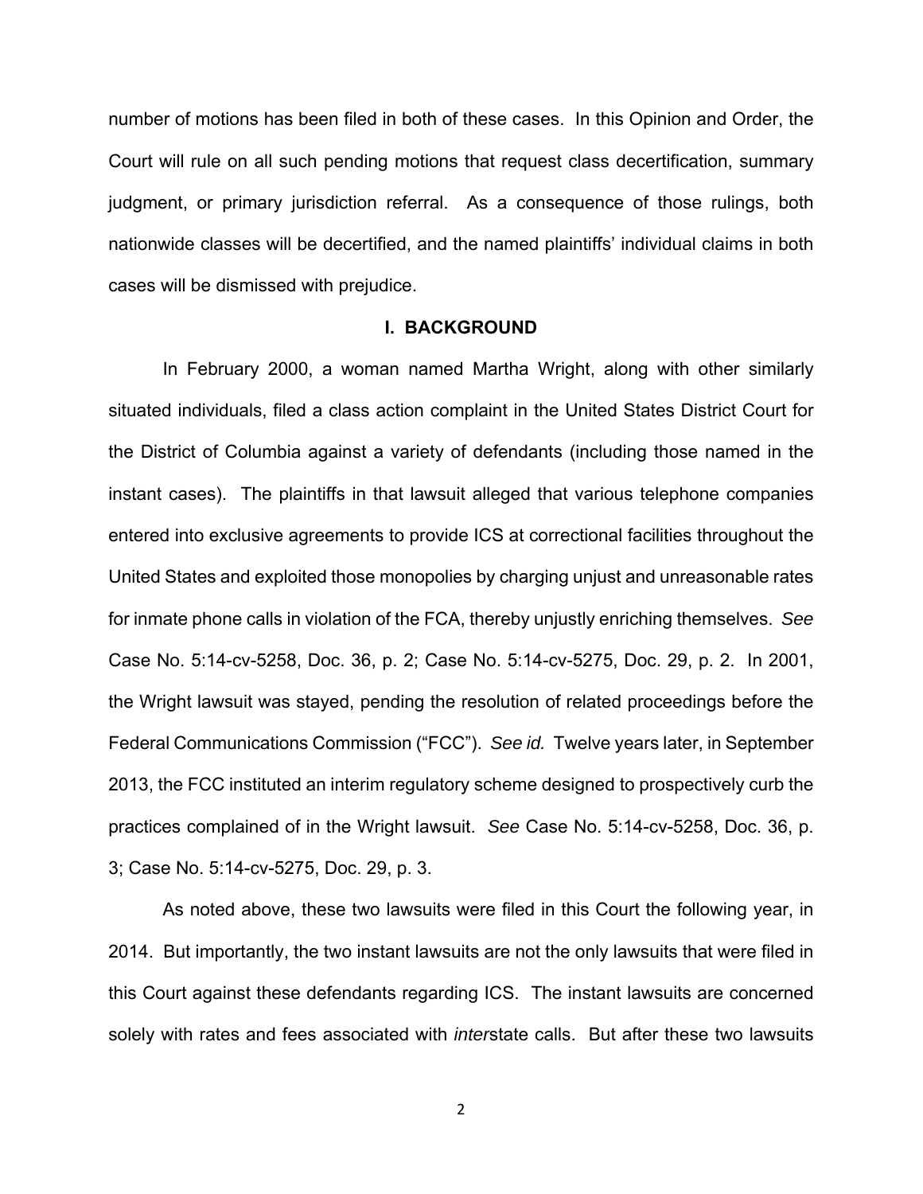number of motions has been filed in both of these cases. In this Opinion and Order, the Court will rule on all such pending motions that request class decertification, summary judgment, or primary jurisdiction referral. As a consequence of those rulings, both nationwide classes will be decertified, and the named plaintiffs' individual claims in both cases will be dismissed with prejudice.

## I. BACKGROUND

In February 2000, a woman named Martha Wright, along with other similarly situated individuals, filed a class action complaint in the United States District Court for the District of Columbia against a variety of defendants (including those named in the instant cases). The plaintiffs in that lawsuit alleged that various telephone companies entered into exclusive agreements to provide ICS at correctional facilities throughout the United States and exploited those monopolies by charging unjust and unreasonable rates for inmate phone calls in violation of the FCA, thereby unjustly enriching themselves. *See* Case No. 5:14-cv-5258, Doc. 36, p. 2; Case No. 5:14-cv-5275, Doc. 29, p. 2. In 2001, the Wright lawsuit was stayed, pending the resolution of related proceedings before the Federal Communications Commission ("FCC"). *See id.* Twelve years later, in September 2013, the FCC instituted an interim regulatory scheme designed to prospectively curb the practices complained of in the Wright lawsuit. *See* Case No. 5:14-cv-5258, Doc. 36, p. 3; Case No. 5:14-cv-5275, Doc. 29, p. 3.

As noted above, these two lawsuits were filed in this Court the following year, in 2014. But importantly, the two instant lawsuits are not the only lawsuits that were filed in this Court against these defendants regarding ICS. The instant lawsuits are concerned solely with rates and fees associated with *inter*state calls. But after these two lawsuits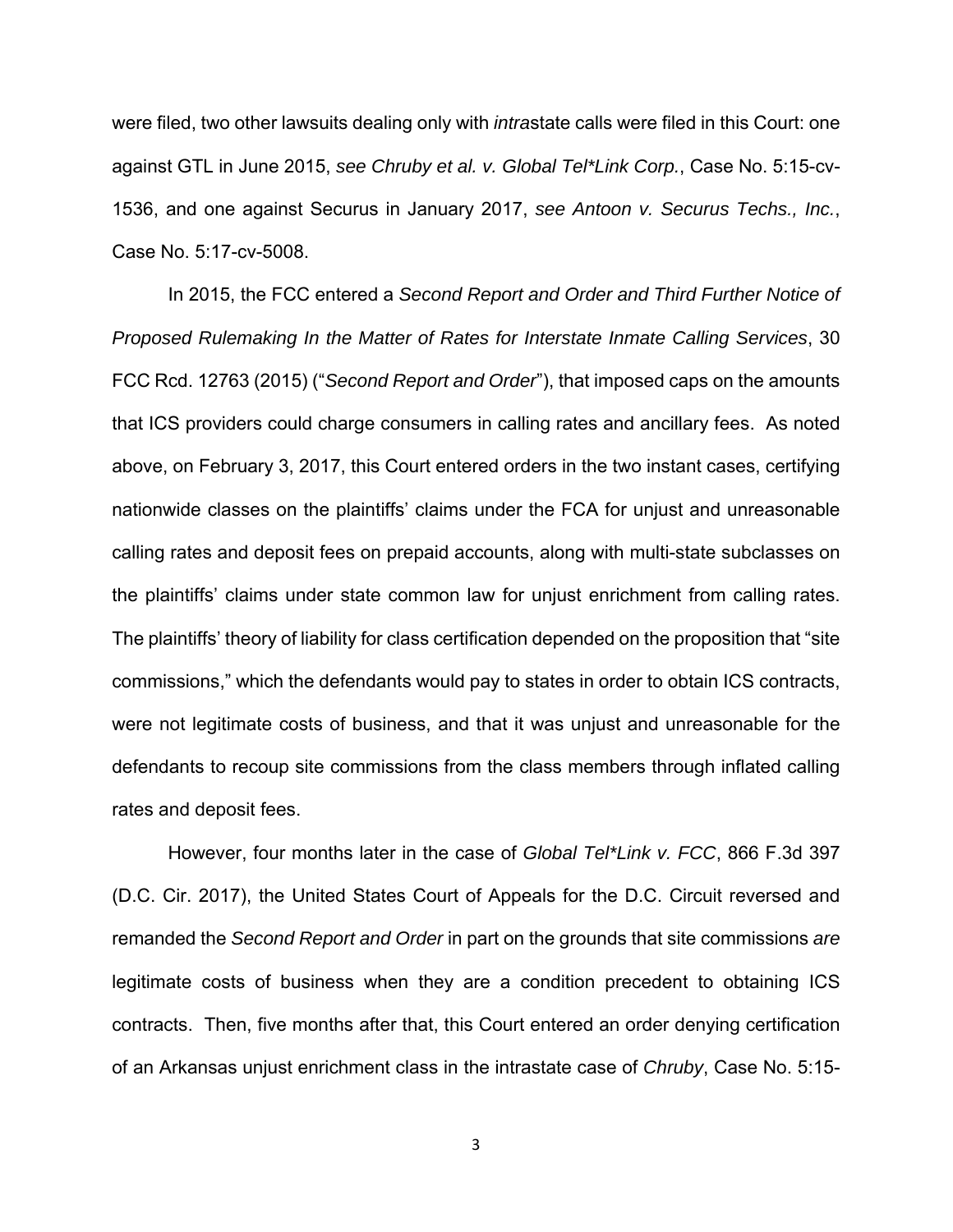were filed, two other lawsuits dealing only with *intra*state calls were filed in this Court: one against GTL in June 2015, *see Chruby et al. v. Global Tel*Link Corp.*, Case No. 5:15-cv-1536, and one against Securus in January 2017, *see Antoon v. Securus Techs., Inc.*, Case No. 5:17-cv-5008.

In 2015, the FCC entered a *Second Report and Order and Third Further Notice of Proposed Rulemaking In the Matter of Rates for Interstate Inmate Calling Services*, 30 FCC Rcd. 12763 (2015) ("*Second Report and Order*"), that imposed caps on the amounts that ICS providers could charge consumers in calling rates and ancillary fees. As noted above, on February 3, 2017, this Court entered orders in the two instant cases, certifying nationwide classes on the plaintiffs' claims under the FCA for unjust and unreasonable calling rates and deposit fees on prepaid accounts, along with multi-state subclasses on the plaintiffs' claims under state common law for unjust enrichment from calling rates. The plaintiffs' theory of liability for class certification depended on the proposition that "site commissions," which the defendants would pay to states in order to obtain ICS contracts, were not legitimate costs of business, and that it was unjust and unreasonable for the defendants to recoup site commissions from the class members through inflated calling rates and deposit fees.

However, four months later in the case of *Global Tel*Link v. FCC*, 866 F.3d 397 (D.C. Cir. 2017), the United States Court of Appeals for the D.C. Circuit reversed and remanded the *Second Report and Order* in part on the grounds that site commissions *are* legitimate costs of business when they are a condition precedent to obtaining ICS contracts. Then, five months after that, this Court entered an order denying certification of an Arkansas unjust enrichment class in the intrastate case of *Chruby*, Case No. 5:15-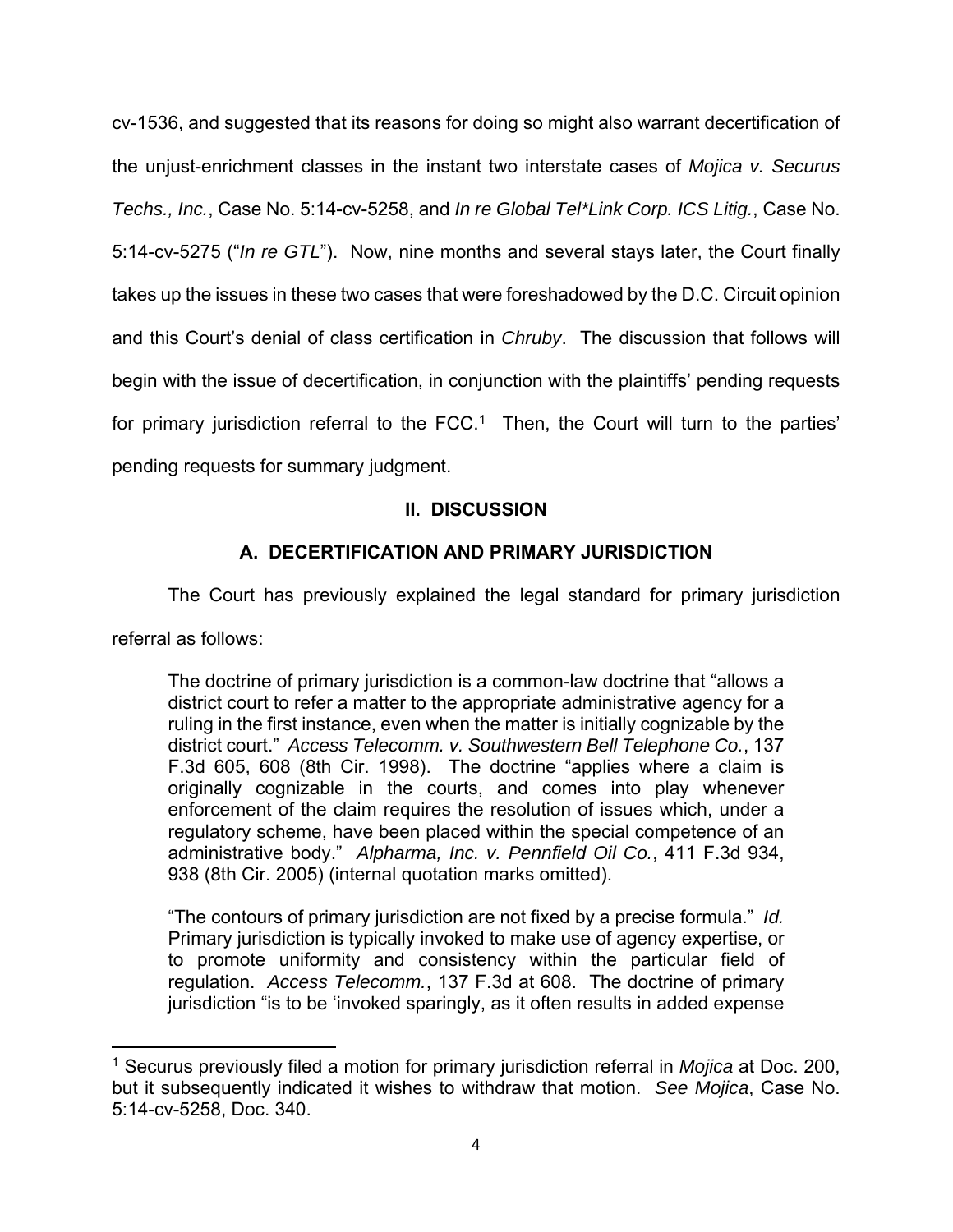cv-1536, and suggested that its reasons for doing so might also warrant decertification of the unjust-enrichment classes in the instant two interstate cases of *Mojica v. Securus Techs., Inc.*, Case No. 5:14-cv-5258, and *In re Global Tel*Link Corp. ICS Litig.*, Case No. 5:14-cv-5275 ("*In re GTL*"). Now, nine months and several stays later, the Court finally takes up the issues in these two cases that were foreshadowed by the D.C. Circuit opinion and this Court's denial of class certification in *Chruby*. The discussion that follows will begin with the issue of decertification, in conjunction with the plaintiffs' pending requests for primary jurisdiction referral to the FCC.[1] Then, the Court will turn to the parties' pending requests for summary judgment.

## II. DISCUSSION

### A. DECERTIFICATION AND PRIMARY JURISDICTION

The Court has previously explained the legal standard for primary jurisdiction referral as follows:

> The doctrine of primary jurisdiction is a common-law doctrine that "allows a district court to refer a matter to the appropriate administrative agency for a ruling in the first instance, even when the matter is initially cognizable by the district court." *Access Telecomm. v. Southwestern Bell Telephone Co.*, 137 F.3d 605, 608 (8th Cir. 1998). The doctrine "applies where a claim is originally cognizable in the courts, and comes into play whenever enforcement of the claim requires the resolution of issues which, under a regulatory scheme, have been placed within the special competence of an administrative body." *Alpharma, Inc. v. Pennfield Oil Co.*, 411 F.3d 934, 938 (8th Cir. 2005) (internal quotation marks omitted).
>
> "The contours of primary jurisdiction are not fixed by a precise formula." *Id.* Primary jurisdiction is typically invoked to make use of agency expertise, or to promote uniformity and consistency within the particular field of regulation. *Access Telecomm.*, 137 F.3d at 608. The doctrine of primary jurisdiction "is to be 'invoked sparingly, as it often results in added expense

---

[1] Securus previously filed a motion for primary jurisdiction referral in *Mojica* at Doc. 200, but it subsequently indicated it wishes to withdraw that motion. *See Mojica*, Case No. 5:14-cv-5258, Doc. 340.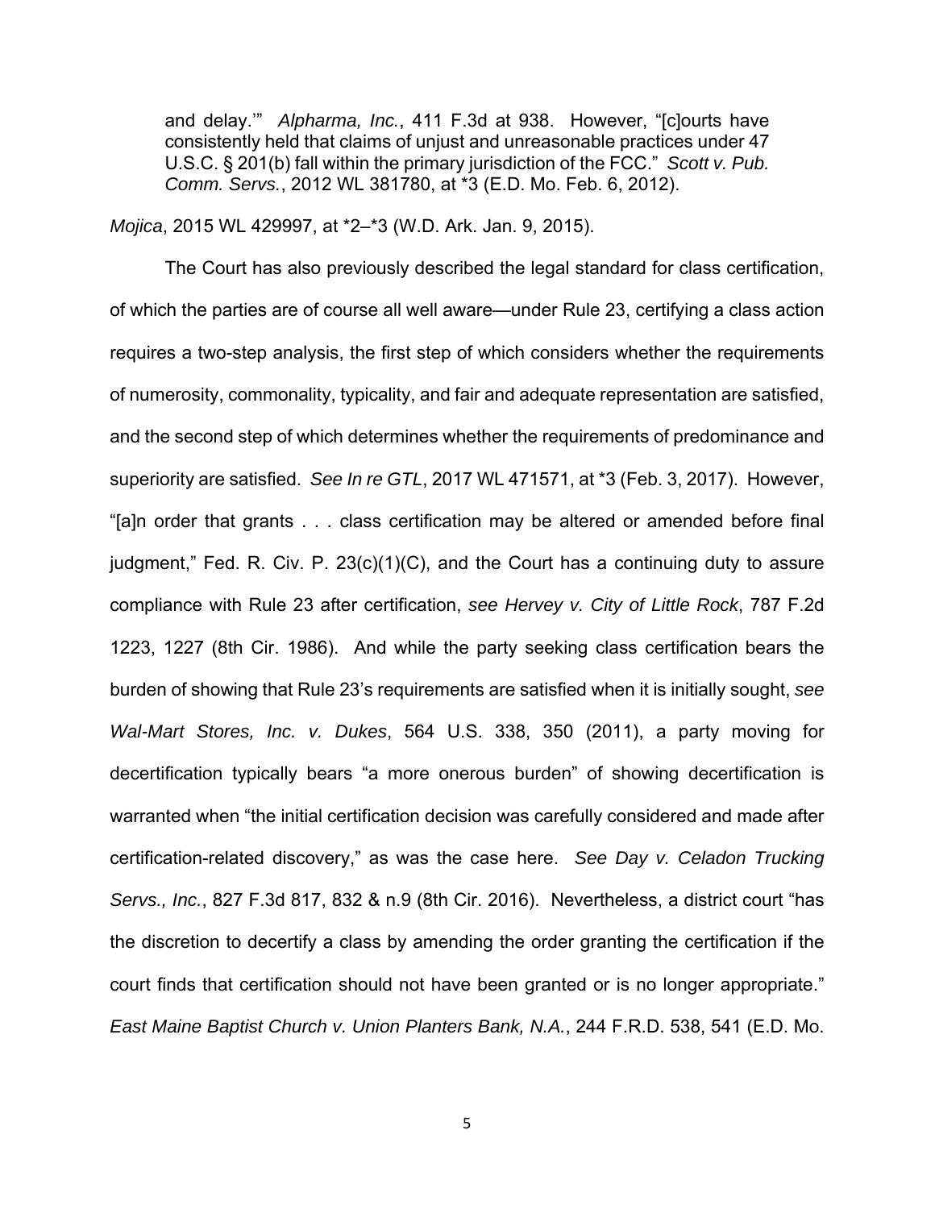> and delay.'" *Alpharma, Inc.*, 411 F.3d at 938. However, "[c]ourts have consistently held that claims of unjust and unreasonable practices under 47 U.S.C. § 201(b) fall within the primary jurisdiction of the FCC." *Scott v. Pub. Comm. Servs.*, 2012 WL 381780, at *3 (E.D. Mo. Feb. 6, 2012).

*Mojica*, 2015 WL 429997, at *2–*3 (W.D. Ark. Jan. 9, 2015).

The Court has also previously described the legal standard for class certification, of which the parties are of course all well aware—under Rule 23, certifying a class action requires a two-step analysis, the first step of which considers whether the requirements of numerosity, commonality, typicality, and fair and adequate representation are satisfied, and the second step of which determines whether the requirements of predominance and superiority are satisfied. *See In re GTL*, 2017 WL 471571, at *3 (Feb. 3, 2017). However, "[a]n order that grants . . . class certification may be altered or amended before final judgment," Fed. R. Civ. P. 23(c)(1)(C), and the Court has a continuing duty to assure compliance with Rule 23 after certification, *see Hervey v. City of Little Rock*, 787 F.2d 1223, 1227 (8th Cir. 1986). And while the party seeking class certification bears the burden of showing that Rule 23's requirements are satisfied when it is initially sought, *see Wal-Mart Stores, Inc. v. Dukes*, 564 U.S. 338, 350 (2011), a party moving for decertification typically bears "a more onerous burden" of showing decertification is warranted when "the initial certification decision was carefully considered and made after certification-related discovery," as was the case here. *See Day v. Celadon Trucking Servs., Inc.*, 827 F.3d 817, 832 & n.9 (8th Cir. 2016). Nevertheless, a district court "has the discretion to decertify a class by amending the order granting the certification if the court finds that certification should not have been granted or is no longer appropriate." *East Maine Baptist Church v. Union Planters Bank, N.A.*, 244 F.R.D. 538, 541 (E.D. Mo.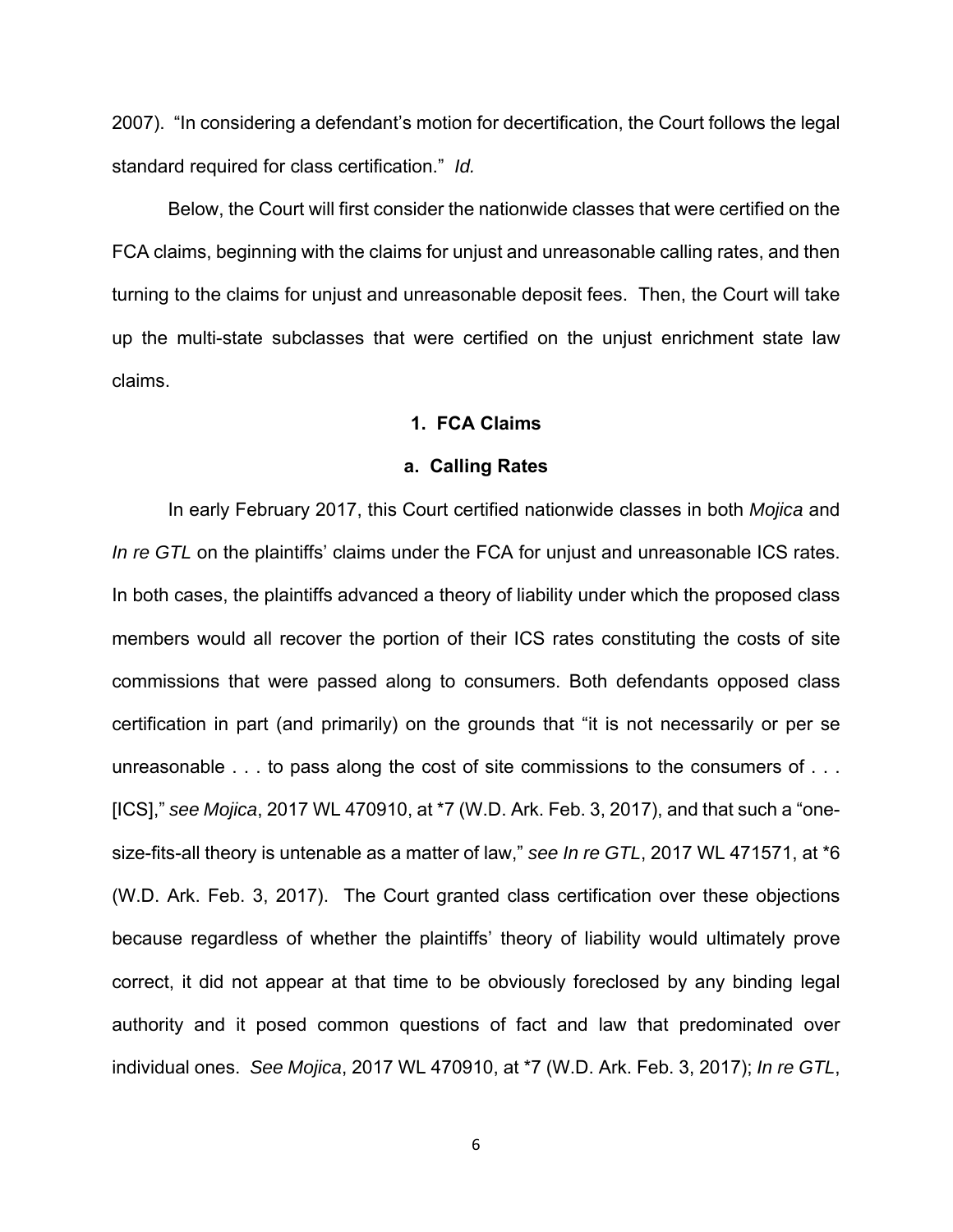2007). "In considering a defendant's motion for decertification, the Court follows the legal standard required for class certification." *Id.*

Below, the Court will first consider the nationwide classes that were certified on the FCA claims, beginning with the claims for unjust and unreasonable calling rates, and then turning to the claims for unjust and unreasonable deposit fees. Then, the Court will take up the multi-state subclasses that were certified on the unjust enrichment state law claims.

### 1. FCA Claims

#### a. Calling Rates

In early February 2017, this Court certified nationwide classes in both *Mojica* and *In re GTL* on the plaintiffs' claims under the FCA for unjust and unreasonable ICS rates. In both cases, the plaintiffs advanced a theory of liability under which the proposed class members would all recover the portion of their ICS rates constituting the costs of site commissions that were passed along to consumers. Both defendants opposed class certification in part (and primarily) on the grounds that "it is not necessarily or per se unreasonable . . . to pass along the cost of site commissions to the consumers of . . . [ICS]," *see Mojica*, 2017 WL 470910, at *7 (W.D. Ark. Feb. 3, 2017), and that such a "one-size-fits-all theory is untenable as a matter of law," *see In re GTL*, 2017 WL 471571, at *6 (W.D. Ark. Feb. 3, 2017). The Court granted class certification over these objections because regardless of whether the plaintiffs' theory of liability would ultimately prove correct, it did not appear at that time to be obviously foreclosed by any binding legal authority and it posed common questions of fact and law that predominated over individual ones. *See Mojica*, 2017 WL 470910, at *7 (W.D. Ark. Feb. 3, 2017); *In re GTL*,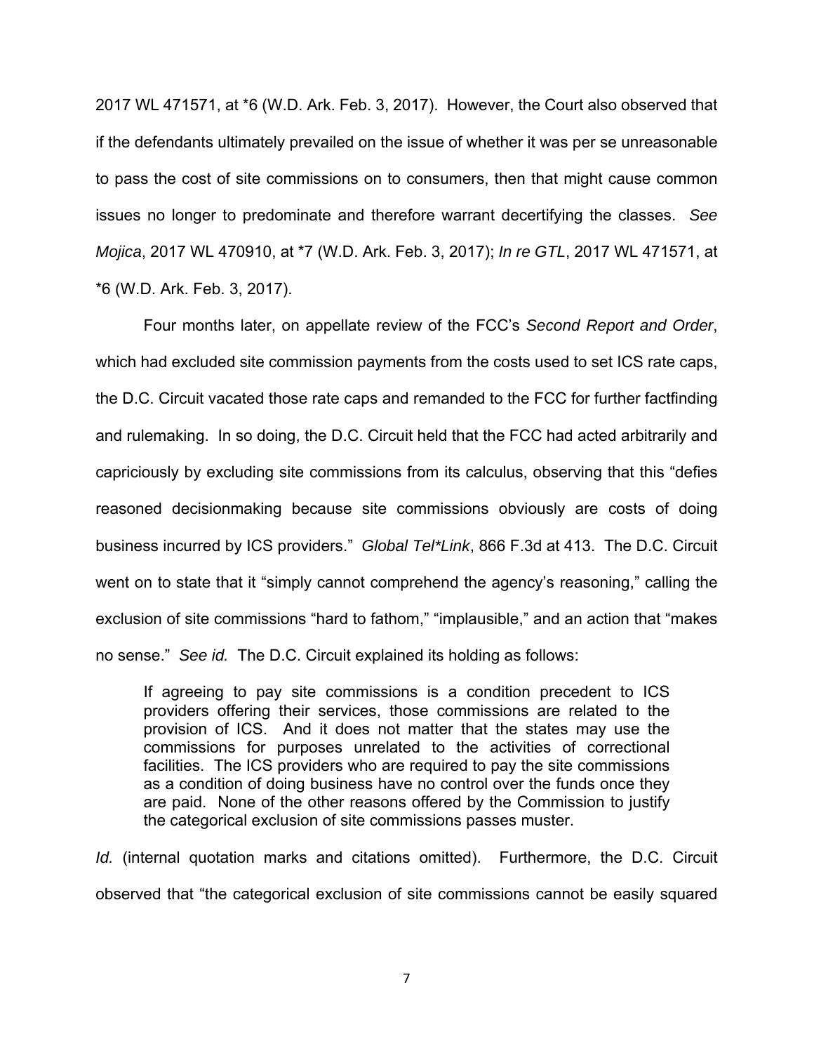2017 WL 471571, at *6 (W.D. Ark. Feb. 3, 2017). However, the Court also observed that if the defendants ultimately prevailed on the issue of whether it was per se unreasonable to pass the cost of site commissions on to consumers, then that might cause common issues no longer to predominate and therefore warrant decertifying the classes. *See Mojica*, 2017 WL 470910, at *7 (W.D. Ark. Feb. 3, 2017); *In re GTL*, 2017 WL 471571, at *6 (W.D. Ark. Feb. 3, 2017).

Four months later, on appellate review of the FCC's *Second Report and Order*, which had excluded site commission payments from the costs used to set ICS rate caps, the D.C. Circuit vacated those rate caps and remanded to the FCC for further factfinding and rulemaking. In so doing, the D.C. Circuit held that the FCC had acted arbitrarily and capriciously by excluding site commissions from its calculus, observing that this "defies reasoned decisionmaking because site commissions obviously are costs of doing business incurred by ICS providers." *Global Tel*Link*, 866 F.3d at 413. The D.C. Circuit went on to state that it "simply cannot comprehend the agency's reasoning," calling the exclusion of site commissions "hard to fathom," "implausible," and an action that "makes no sense." *See id.* The D.C. Circuit explained its holding as follows:

> If agreeing to pay site commissions is a condition precedent to ICS providers offering their services, those commissions are related to the provision of ICS. And it does not matter that the states may use the commissions for purposes unrelated to the activities of correctional facilities. The ICS providers who are required to pay the site commissions as a condition of doing business have no control over the funds once they are paid. None of the other reasons offered by the Commission to justify the categorical exclusion of site commissions passes muster.

*Id.* (internal quotation marks and citations omitted). Furthermore, the D.C. Circuit observed that "the categorical exclusion of site commissions cannot be easily squared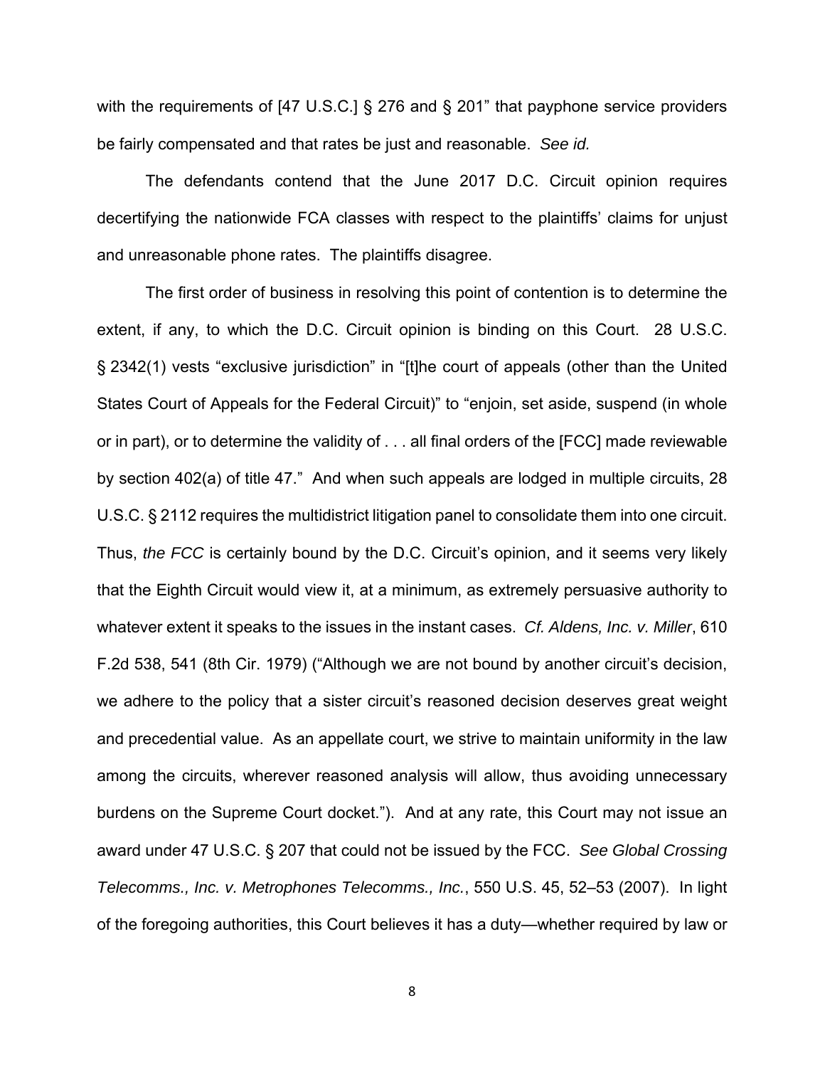with the requirements of [47 U.S.C.] § 276 and § 201" that payphone service providers be fairly compensated and that rates be just and reasonable. *See id.*

The defendants contend that the June 2017 D.C. Circuit opinion requires decertifying the nationwide FCA classes with respect to the plaintiffs' claims for unjust and unreasonable phone rates. The plaintiffs disagree.

The first order of business in resolving this point of contention is to determine the extent, if any, to which the D.C. Circuit opinion is binding on this Court. 28 U.S.C. § 2342(1) vests "exclusive jurisdiction" in "[t]he court of appeals (other than the United States Court of Appeals for the Federal Circuit)" to "enjoin, set aside, suspend (in whole or in part), or to determine the validity of . . . all final orders of the [FCC] made reviewable by section 402(a) of title 47." And when such appeals are lodged in multiple circuits, 28 U.S.C. § 2112 requires the multidistrict litigation panel to consolidate them into one circuit. Thus, *the FCC* is certainly bound by the D.C. Circuit's opinion, and it seems very likely that the Eighth Circuit would view it, at a minimum, as extremely persuasive authority to whatever extent it speaks to the issues in the instant cases. *Cf. Aldens, Inc. v. Miller*, 610 F.2d 538, 541 (8th Cir. 1979) ("Although we are not bound by another circuit's decision, we adhere to the policy that a sister circuit's reasoned decision deserves great weight and precedential value. As an appellate court, we strive to maintain uniformity in the law among the circuits, wherever reasoned analysis will allow, thus avoiding unnecessary burdens on the Supreme Court docket."). And at any rate, this Court may not issue an award under 47 U.S.C. § 207 that could not be issued by the FCC. *See Global Crossing Telecomms., Inc. v. Metrophones Telecomms., Inc.*, 550 U.S. 45, 52–53 (2007). In light of the foregoing authorities, this Court believes it has a duty—whether required by law or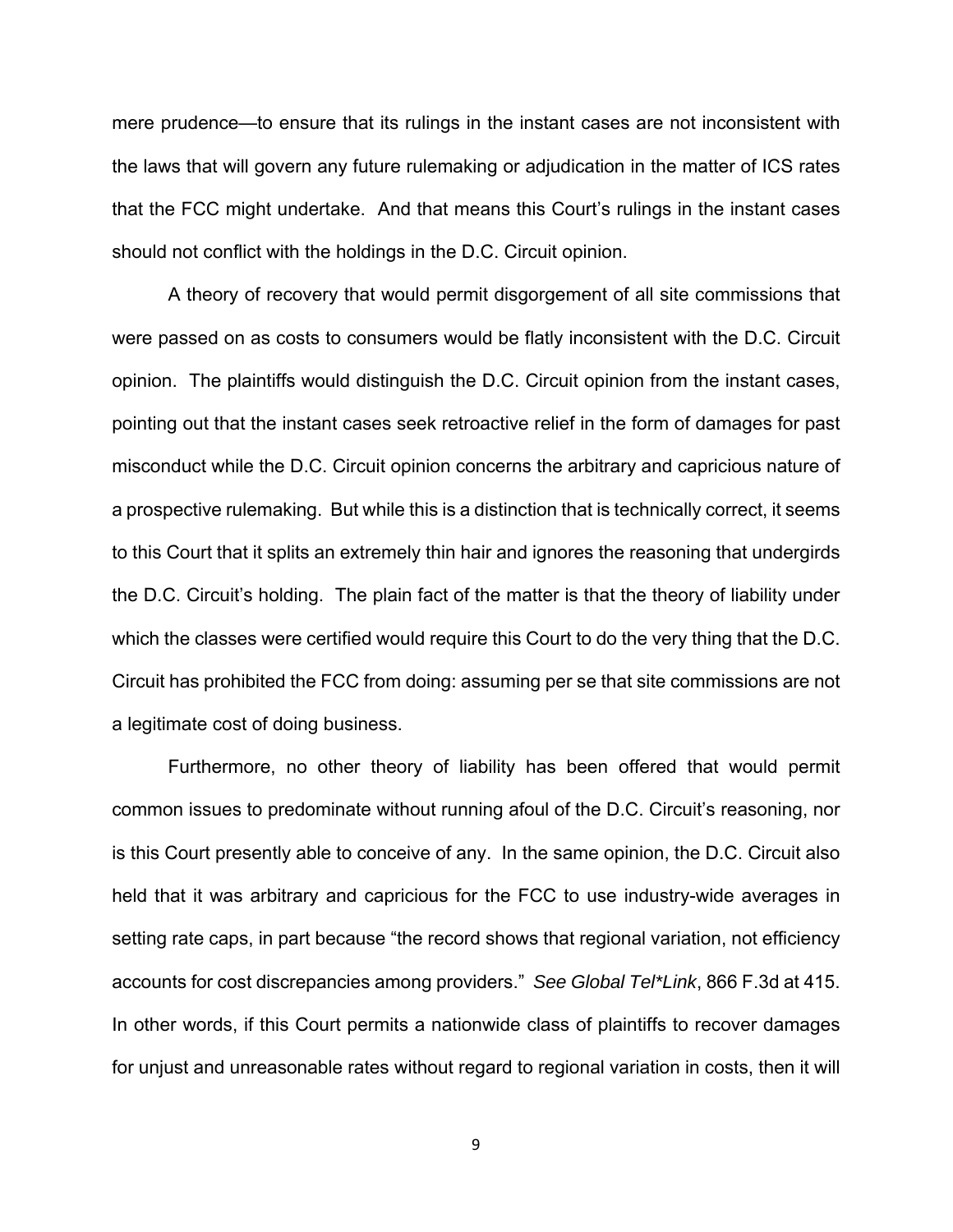mere prudence—to ensure that its rulings in the instant cases are not inconsistent with the laws that will govern any future rulemaking or adjudication in the matter of ICS rates that the FCC might undertake. And that means this Court's rulings in the instant cases should not conflict with the holdings in the D.C. Circuit opinion.

A theory of recovery that would permit disgorgement of all site commissions that were passed on as costs to consumers would be flatly inconsistent with the D.C. Circuit opinion. The plaintiffs would distinguish the D.C. Circuit opinion from the instant cases, pointing out that the instant cases seek retroactive relief in the form of damages for past misconduct while the D.C. Circuit opinion concerns the arbitrary and capricious nature of a prospective rulemaking. But while this is a distinction that is technically correct, it seems to this Court that it splits an extremely thin hair and ignores the reasoning that undergirds the D.C. Circuit's holding. The plain fact of the matter is that the theory of liability under which the classes were certified would require this Court to do the very thing that the D.C. Circuit has prohibited the FCC from doing: assuming per se that site commissions are not a legitimate cost of doing business.

Furthermore, no other theory of liability has been offered that would permit common issues to predominate without running afoul of the D.C. Circuit's reasoning, nor is this Court presently able to conceive of any. In the same opinion, the D.C. Circuit also held that it was arbitrary and capricious for the FCC to use industry-wide averages in setting rate caps, in part because "the record shows that regional variation, not efficiency accounts for cost discrepancies among providers." *See Global Tel*Link*, 866 F.3d at 415. In other words, if this Court permits a nationwide class of plaintiffs to recover damages for unjust and unreasonable rates without regard to regional variation in costs, then it will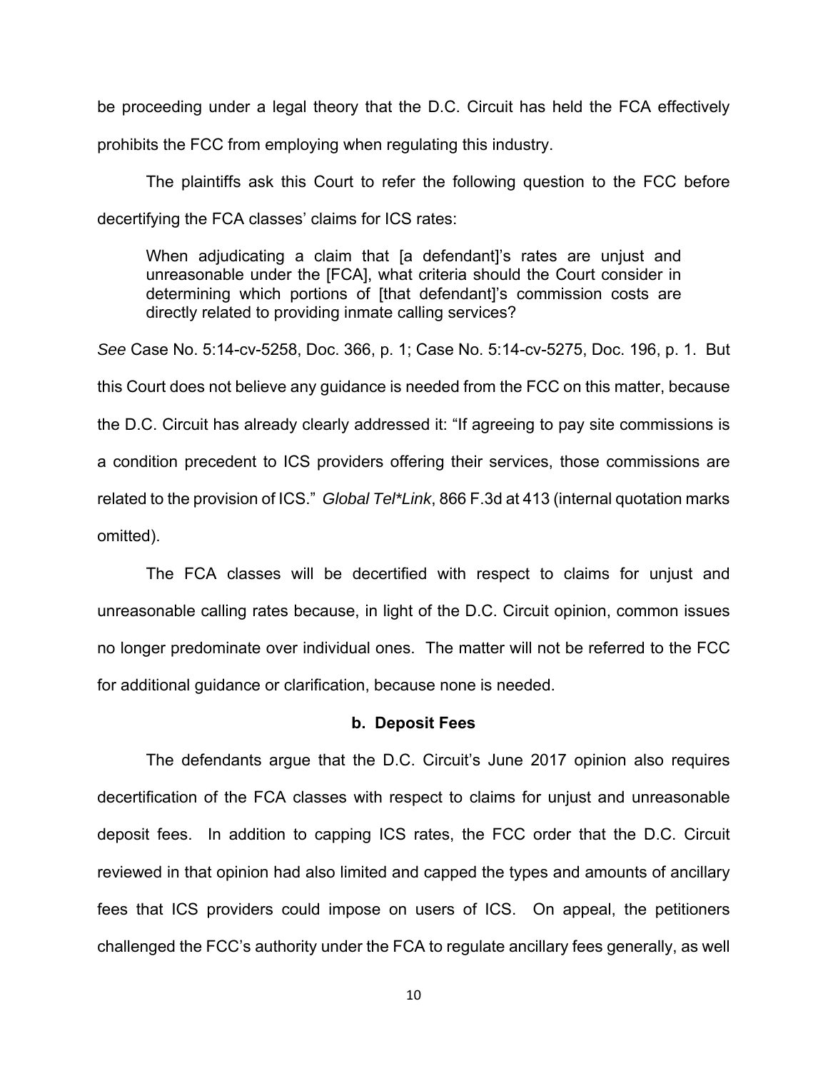be proceeding under a legal theory that the D.C. Circuit has held the FCA effectively prohibits the FCC from employing when regulating this industry.

The plaintiffs ask this Court to refer the following question to the FCC before decertifying the FCA classes' claims for ICS rates:

> When adjudicating a claim that [a defendant]'s rates are unjust and unreasonable under the [FCA], what criteria should the Court consider in determining which portions of [that defendant]'s commission costs are directly related to providing inmate calling services?

*See* Case No. 5:14-cv-5258, Doc. 366, p. 1; Case No. 5:14-cv-5275, Doc. 196, p. 1. But this Court does not believe any guidance is needed from the FCC on this matter, because the D.C. Circuit has already clearly addressed it: "If agreeing to pay site commissions is a condition precedent to ICS providers offering their services, those commissions are related to the provision of ICS." *Global Tel*Link*, 866 F.3d at 413 (internal quotation marks omitted).

The FCA classes will be decertified with respect to claims for unjust and unreasonable calling rates because, in light of the D.C. Circuit opinion, common issues no longer predominate over individual ones. The matter will not be referred to the FCC for additional guidance or clarification, because none is needed.

**b. Deposit Fees**

The defendants argue that the D.C. Circuit's June 2017 opinion also requires decertification of the FCA classes with respect to claims for unjust and unreasonable deposit fees. In addition to capping ICS rates, the FCC order that the D.C. Circuit reviewed in that opinion had also limited and capped the types and amounts of ancillary fees that ICS providers could impose on users of ICS. On appeal, the petitioners challenged the FCC's authority under the FCA to regulate ancillary fees generally, as well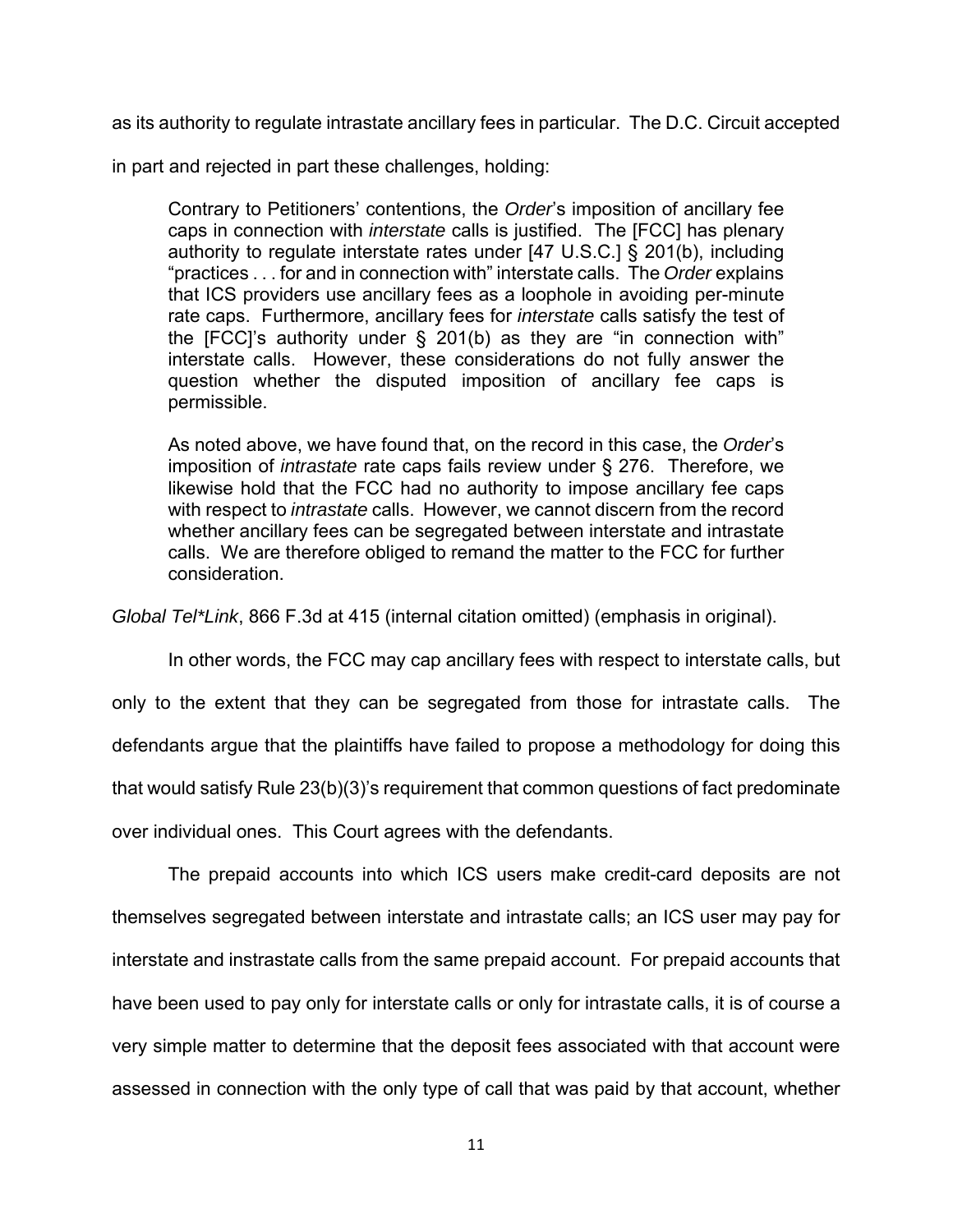as its authority to regulate intrastate ancillary fees in particular. The D.C. Circuit accepted in part and rejected in part these challenges, holding:

> Contrary to Petitioners' contentions, the *Order*'s imposition of ancillary fee caps in connection with *interstate* calls is justified. The [FCC] has plenary authority to regulate interstate rates under [47 U.S.C.] § 201(b), including "practices . . . for and in connection with" interstate calls. The *Order* explains that ICS providers use ancillary fees as a loophole in avoiding per-minute rate caps. Furthermore, ancillary fees for *interstate* calls satisfy the test of the [FCC]'s authority under § 201(b) as they are "in connection with" interstate calls. However, these considerations do not fully answer the question whether the disputed imposition of ancillary fee caps is permissible.
>
> As noted above, we have found that, on the record in this case, the *Order*'s imposition of *intrastate* rate caps fails review under § 276. Therefore, we likewise hold that the FCC had no authority to impose ancillary fee caps with respect to *intrastate* calls. However, we cannot discern from the record whether ancillary fees can be segregated between interstate and intrastate calls. We are therefore obliged to remand the matter to the FCC for further consideration.

*Global Tel*Link*, 866 F.3d at 415 (internal citation omitted) (emphasis in original).

In other words, the FCC may cap ancillary fees with respect to interstate calls, but only to the extent that they can be segregated from those for intrastate calls. The defendants argue that the plaintiffs have failed to propose a methodology for doing this that would satisfy Rule 23(b)(3)'s requirement that common questions of fact predominate over individual ones. This Court agrees with the defendants.

The prepaid accounts into which ICS users make credit-card deposits are not themselves segregated between interstate and intrastate calls; an ICS user may pay for interstate and instrastate calls from the same prepaid account. For prepaid accounts that have been used to pay only for interstate calls or only for intrastate calls, it is of course a very simple matter to determine that the deposit fees associated with that account were assessed in connection with the only type of call that was paid by that account, whether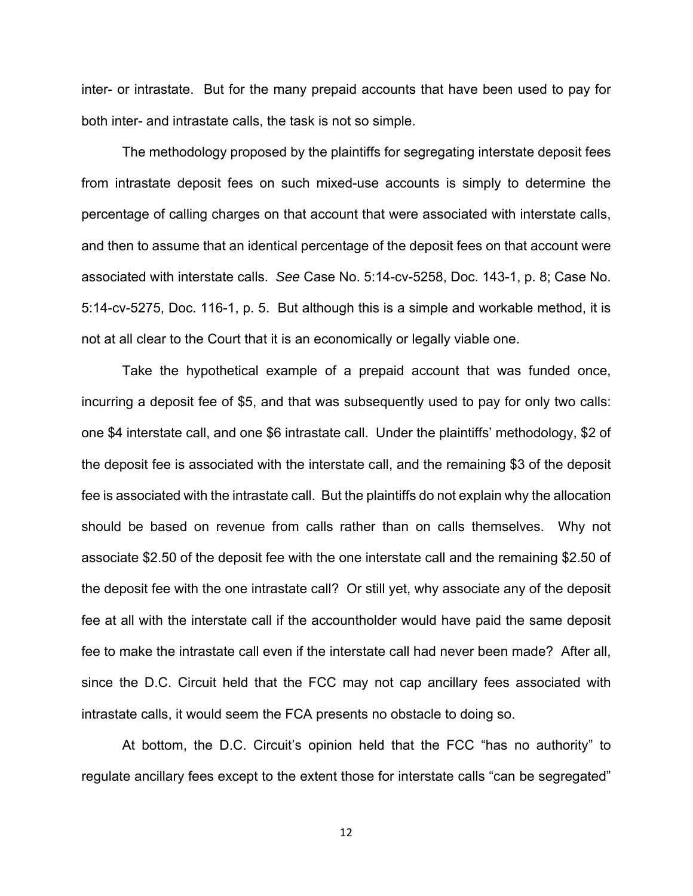inter- or intrastate. But for the many prepaid accounts that have been used to pay for both inter- and intrastate calls, the task is not so simple.

The methodology proposed by the plaintiffs for segregating interstate deposit fees from intrastate deposit fees on such mixed-use accounts is simply to determine the percentage of calling charges on that account that were associated with interstate calls, and then to assume that an identical percentage of the deposit fees on that account were associated with interstate calls. *See* Case No. 5:14-cv-5258, Doc. 143-1, p. 8; Case No. 5:14-cv-5275, Doc. 116-1, p. 5. But although this is a simple and workable method, it is not at all clear to the Court that it is an economically or legally viable one.

Take the hypothetical example of a prepaid account that was funded once, incurring a deposit fee of $5, and that was subsequently used to pay for only two calls: one $4 interstate call, and one $6 intrastate call. Under the plaintiffs' methodology, $2 of the deposit fee is associated with the interstate call, and the remaining $3 of the deposit fee is associated with the intrastate call. But the plaintiffs do not explain why the allocation should be based on revenue from calls rather than on calls themselves. Why not associate $2.50 of the deposit fee with the one interstate call and the remaining $2.50 of the deposit fee with the one intrastate call? Or still yet, why associate any of the deposit fee at all with the interstate call if the accountholder would have paid the same deposit fee to make the intrastate call even if the interstate call had never been made? After all, since the D.C. Circuit held that the FCC may not cap ancillary fees associated with intrastate calls, it would seem the FCA presents no obstacle to doing so.

At bottom, the D.C. Circuit's opinion held that the FCC "has no authority" to regulate ancillary fees except to the extent those for interstate calls "can be segregated"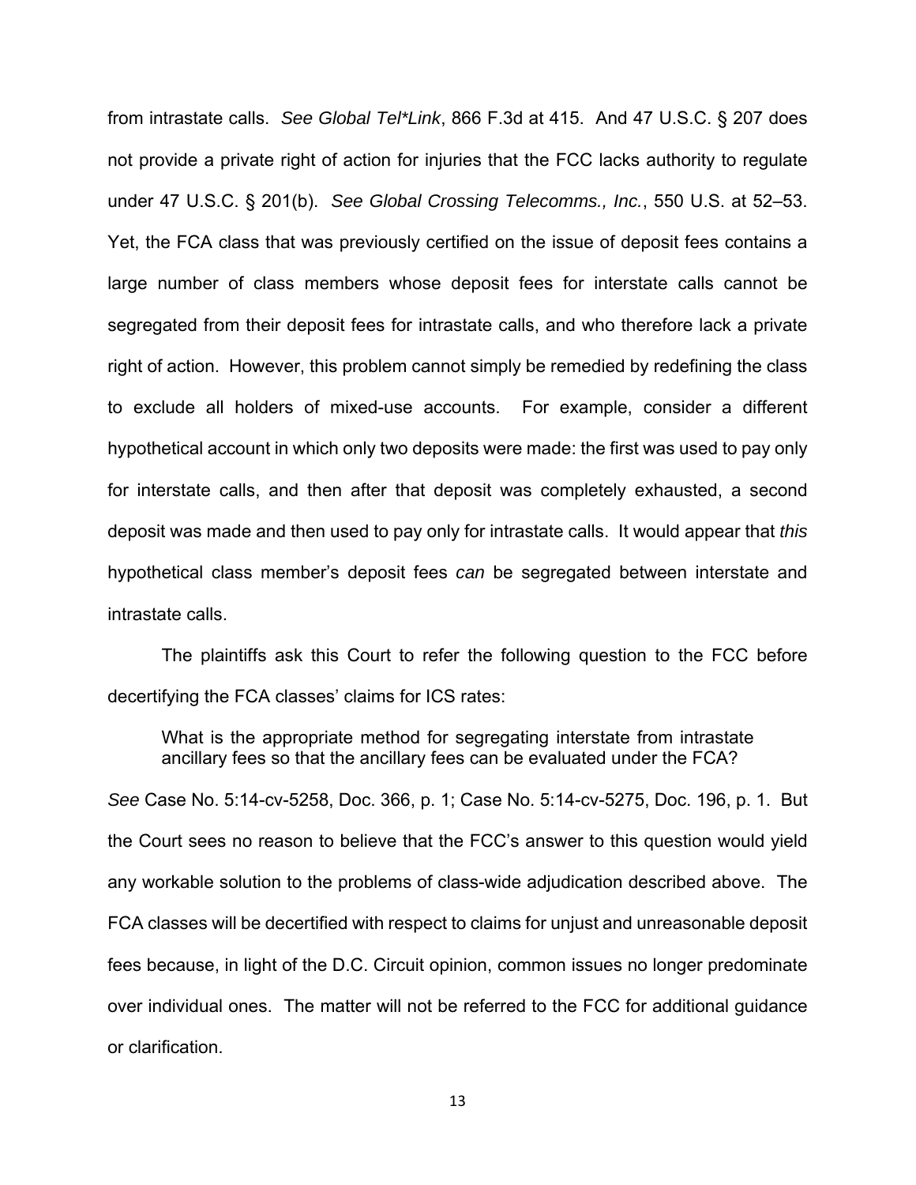from intrastate calls. *See Global Tel*Link*, 866 F.3d at 415. And 47 U.S.C. § 207 does not provide a private right of action for injuries that the FCC lacks authority to regulate under 47 U.S.C. § 201(b). *See Global Crossing Telecomms., Inc.*, 550 U.S. at 52–53. Yet, the FCA class that was previously certified on the issue of deposit fees contains a large number of class members whose deposit fees for interstate calls cannot be segregated from their deposit fees for intrastate calls, and who therefore lack a private right of action. However, this problem cannot simply be remedied by redefining the class to exclude all holders of mixed-use accounts. For example, consider a different hypothetical account in which only two deposits were made: the first was used to pay only for interstate calls, and then after that deposit was completely exhausted, a second deposit was made and then used to pay only for intrastate calls. It would appear that *this* hypothetical class member's deposit fees *can* be segregated between interstate and intrastate calls.

The plaintiffs ask this Court to refer the following question to the FCC before decertifying the FCA classes' claims for ICS rates:

> What is the appropriate method for segregating interstate from intrastate ancillary fees so that the ancillary fees can be evaluated under the FCA?

*See* Case No. 5:14-cv-5258, Doc. 366, p. 1; Case No. 5:14-cv-5275, Doc. 196, p. 1. But the Court sees no reason to believe that the FCC's answer to this question would yield any workable solution to the problems of class-wide adjudication described above. The FCA classes will be decertified with respect to claims for unjust and unreasonable deposit fees because, in light of the D.C. Circuit opinion, common issues no longer predominate over individual ones. The matter will not be referred to the FCC for additional guidance or clarification.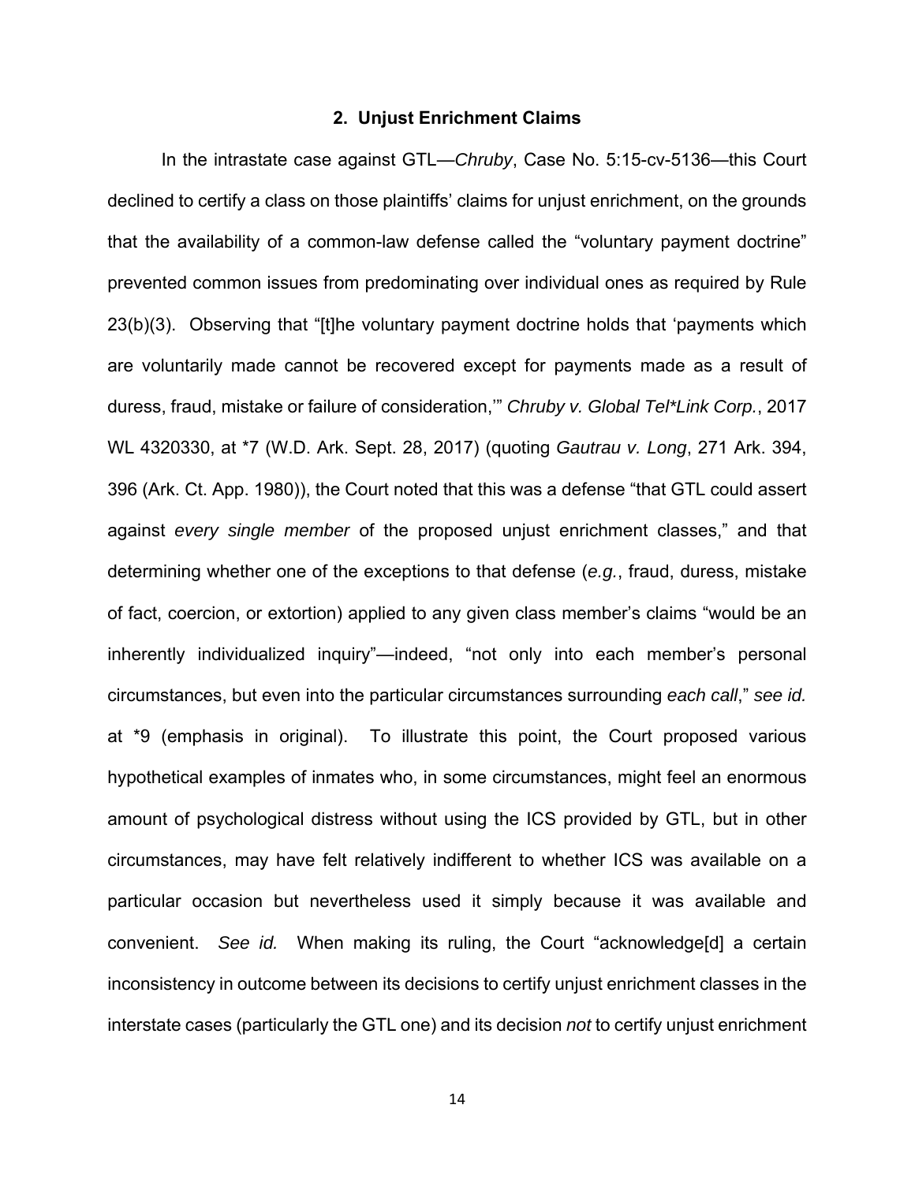### 2. Unjust Enrichment Claims

In the intrastate case against GTL—*Chruby*, Case No. 5:15-cv-5136—this Court declined to certify a class on those plaintiffs' claims for unjust enrichment, on the grounds that the availability of a common-law defense called the "voluntary payment doctrine" prevented common issues from predominating over individual ones as required by Rule 23(b)(3). Observing that "[t]he voluntary payment doctrine holds that 'payments which are voluntarily made cannot be recovered except for payments made as a result of duress, fraud, mistake or failure of consideration,'" *Chruby v. Global Tel*Link Corp.*, 2017 WL 4320330, at *7 (W.D. Ark. Sept. 28, 2017) (quoting *Gautrau v. Long*, 271 Ark. 394, 396 (Ark. Ct. App. 1980)), the Court noted that this was a defense "that GTL could assert against *every single member* of the proposed unjust enrichment classes," and that determining whether one of the exceptions to that defense (*e.g.*, fraud, duress, mistake of fact, coercion, or extortion) applied to any given class member's claims "would be an inherently individualized inquiry"—indeed, "not only into each member's personal circumstances, but even into the particular circumstances surrounding *each call*," *see id.* at *9 (emphasis in original). To illustrate this point, the Court proposed various hypothetical examples of inmates who, in some circumstances, might feel an enormous amount of psychological distress without using the ICS provided by GTL, but in other circumstances, may have felt relatively indifferent to whether ICS was available on a particular occasion but nevertheless used it simply because it was available and convenient. *See id.* When making its ruling, the Court "acknowledge[d] a certain inconsistency in outcome between its decisions to certify unjust enrichment classes in the interstate cases (particularly the GTL one) and its decision *not* to certify unjust enrichment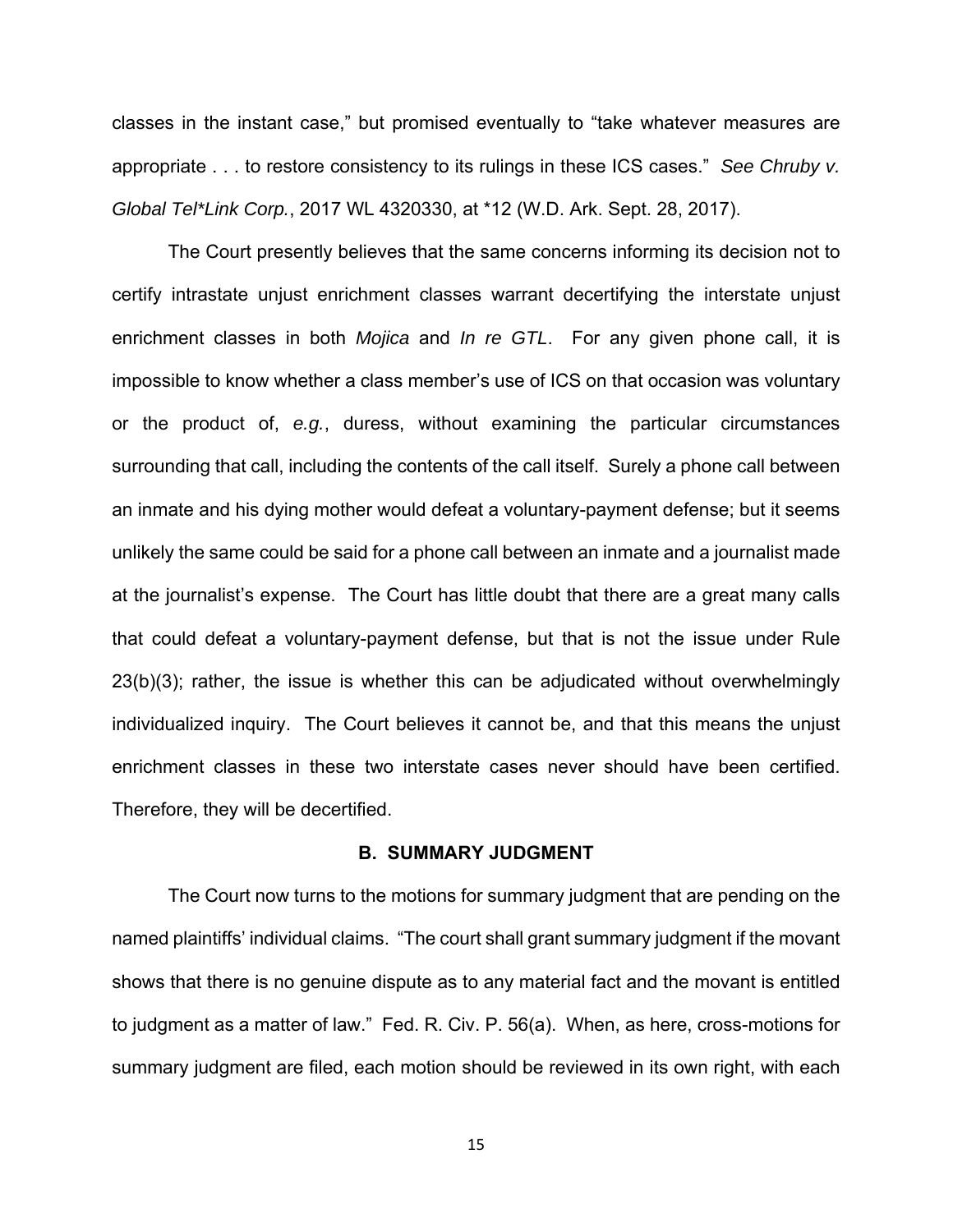classes in the instant case," but promised eventually to "take whatever measures are appropriate . . . to restore consistency to its rulings in these ICS cases." *See Chruby v. Global Tel*Link Corp.*, 2017 WL 4320330, at *12 (W.D. Ark. Sept. 28, 2017).

The Court presently believes that the same concerns informing its decision not to certify intrastate unjust enrichment classes warrant decertifying the interstate unjust enrichment classes in both *Mojica* and *In re GTL*. For any given phone call, it is impossible to know whether a class member's use of ICS on that occasion was voluntary or the product of, *e.g.*, duress, without examining the particular circumstances surrounding that call, including the contents of the call itself. Surely a phone call between an inmate and his dying mother would defeat a voluntary-payment defense; but it seems unlikely the same could be said for a phone call between an inmate and a journalist made at the journalist's expense. The Court has little doubt that there are a great many calls that could defeat a voluntary-payment defense, but that is not the issue under Rule 23(b)(3); rather, the issue is whether this can be adjudicated without overwhelmingly individualized inquiry. The Court believes it cannot be, and that this means the unjust enrichment classes in these two interstate cases never should have been certified. Therefore, they will be decertified.

### B. SUMMARY JUDGMENT

The Court now turns to the motions for summary judgment that are pending on the named plaintiffs' individual claims. "The court shall grant summary judgment if the movant shows that there is no genuine dispute as to any material fact and the movant is entitled to judgment as a matter of law." Fed. R. Civ. P. 56(a). When, as here, cross-motions for summary judgment are filed, each motion should be reviewed in its own right, with each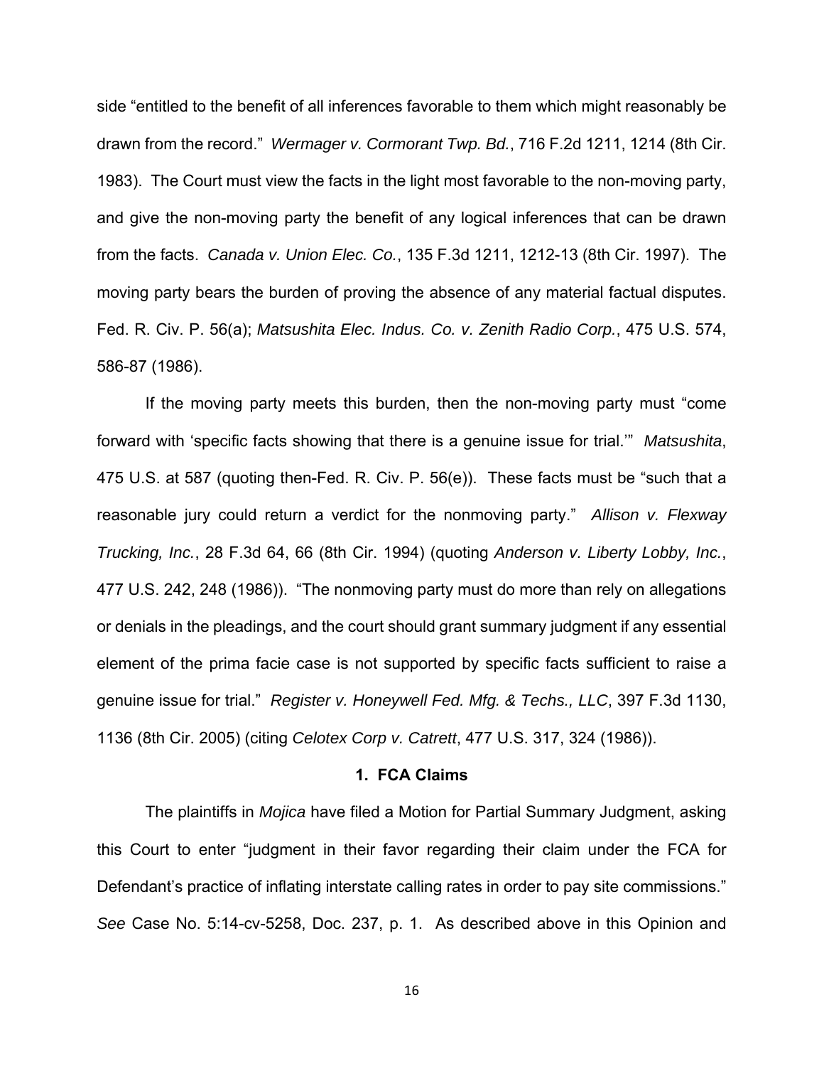side "entitled to the benefit of all inferences favorable to them which might reasonably be drawn from the record." *Wermager v. Cormorant Twp. Bd.*, 716 F.2d 1211, 1214 (8th Cir. 1983). The Court must view the facts in the light most favorable to the non-moving party, and give the non-moving party the benefit of any logical inferences that can be drawn from the facts. *Canada v. Union Elec. Co.*, 135 F.3d 1211, 1212-13 (8th Cir. 1997). The moving party bears the burden of proving the absence of any material factual disputes. Fed. R. Civ. P. 56(a); *Matsushita Elec. Indus. Co. v. Zenith Radio Corp.*, 475 U.S. 574, 586-87 (1986).

If the moving party meets this burden, then the non-moving party must "come forward with 'specific facts showing that there is a genuine issue for trial.'" *Matsushita*, 475 U.S. at 587 (quoting then-Fed. R. Civ. P. 56(e)). These facts must be "such that a reasonable jury could return a verdict for the nonmoving party." *Allison v. Flexway Trucking, Inc.*, 28 F.3d 64, 66 (8th Cir. 1994) (quoting *Anderson v. Liberty Lobby, Inc.*, 477 U.S. 242, 248 (1986)). "The nonmoving party must do more than rely on allegations or denials in the pleadings, and the court should grant summary judgment if any essential element of the prima facie case is not supported by specific facts sufficient to raise a genuine issue for trial." *Register v. Honeywell Fed. Mfg. & Techs., LLC*, 397 F.3d 1130, 1136 (8th Cir. 2005) (citing *Celotex Corp v. Catrett*, 477 U.S. 317, 324 (1986)).

### 1. FCA Claims

The plaintiffs in *Mojica* have filed a Motion for Partial Summary Judgment, asking this Court to enter "judgment in their favor regarding their claim under the FCA for Defendant's practice of inflating interstate calling rates in order to pay site commissions." *See* Case No. 5:14-cv-5258, Doc. 237, p. 1. As described above in this Opinion and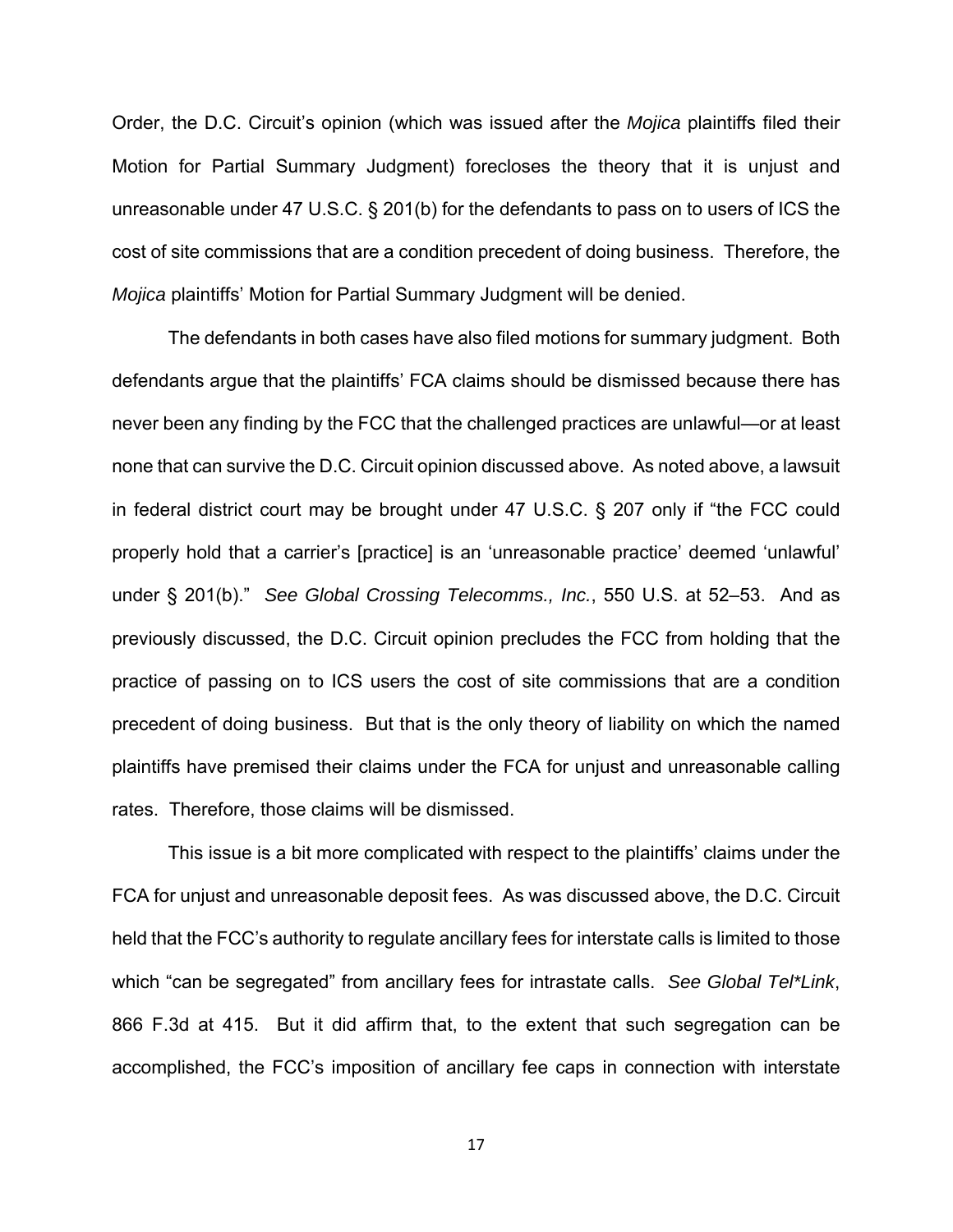Order, the D.C. Circuit's opinion (which was issued after the *Mojica* plaintiffs filed their Motion for Partial Summary Judgment) forecloses the theory that it is unjust and unreasonable under 47 U.S.C. § 201(b) for the defendants to pass on to users of ICS the cost of site commissions that are a condition precedent of doing business. Therefore, the *Mojica* plaintiffs' Motion for Partial Summary Judgment will be denied.

The defendants in both cases have also filed motions for summary judgment. Both defendants argue that the plaintiffs' FCA claims should be dismissed because there has never been any finding by the FCC that the challenged practices are unlawful—or at least none that can survive the D.C. Circuit opinion discussed above. As noted above, a lawsuit in federal district court may be brought under 47 U.S.C. § 207 only if "the FCC could properly hold that a carrier's [practice] is an 'unreasonable practice' deemed 'unlawful' under § 201(b)." *See Global Crossing Telecomms., Inc.*, 550 U.S. at 52–53. And as previously discussed, the D.C. Circuit opinion precludes the FCC from holding that the practice of passing on to ICS users the cost of site commissions that are a condition precedent of doing business. But that is the only theory of liability on which the named plaintiffs have premised their claims under the FCA for unjust and unreasonable calling rates. Therefore, those claims will be dismissed.

This issue is a bit more complicated with respect to the plaintiffs' claims under the FCA for unjust and unreasonable deposit fees. As was discussed above, the D.C. Circuit held that the FCC's authority to regulate ancillary fees for interstate calls is limited to those which "can be segregated" from ancillary fees for intrastate calls. *See Global Tel*Link*, 866 F.3d at 415. But it did affirm that, to the extent that such segregation can be accomplished, the FCC's imposition of ancillary fee caps in connection with interstate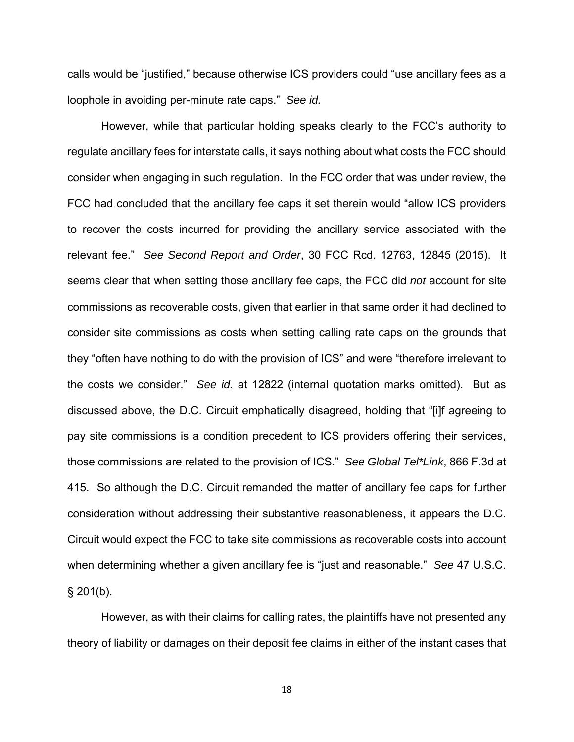calls would be "justified," because otherwise ICS providers could "use ancillary fees as a loophole in avoiding per-minute rate caps." *See id.*

However, while that particular holding speaks clearly to the FCC's authority to regulate ancillary fees for interstate calls, it says nothing about what costs the FCC should consider when engaging in such regulation. In the FCC order that was under review, the FCC had concluded that the ancillary fee caps it set therein would "allow ICS providers to recover the costs incurred for providing the ancillary service associated with the relevant fee." *See Second Report and Order*, 30 FCC Rcd. 12763, 12845 (2015). It seems clear that when setting those ancillary fee caps, the FCC did *not* account for site commissions as recoverable costs, given that earlier in that same order it had declined to consider site commissions as costs when setting calling rate caps on the grounds that they "often have nothing to do with the provision of ICS" and were "therefore irrelevant to the costs we consider." *See id.* at 12822 (internal quotation marks omitted). But as discussed above, the D.C. Circuit emphatically disagreed, holding that "[i]f agreeing to pay site commissions is a condition precedent to ICS providers offering their services, those commissions are related to the provision of ICS." *See Global Tel*Link*, 866 F.3d at 415. So although the D.C. Circuit remanded the matter of ancillary fee caps for further consideration without addressing their substantive reasonableness, it appears the D.C. Circuit would expect the FCC to take site commissions as recoverable costs into account when determining whether a given ancillary fee is "just and reasonable." *See* 47 U.S.C. § 201(b).

However, as with their claims for calling rates, the plaintiffs have not presented any theory of liability or damages on their deposit fee claims in either of the instant cases that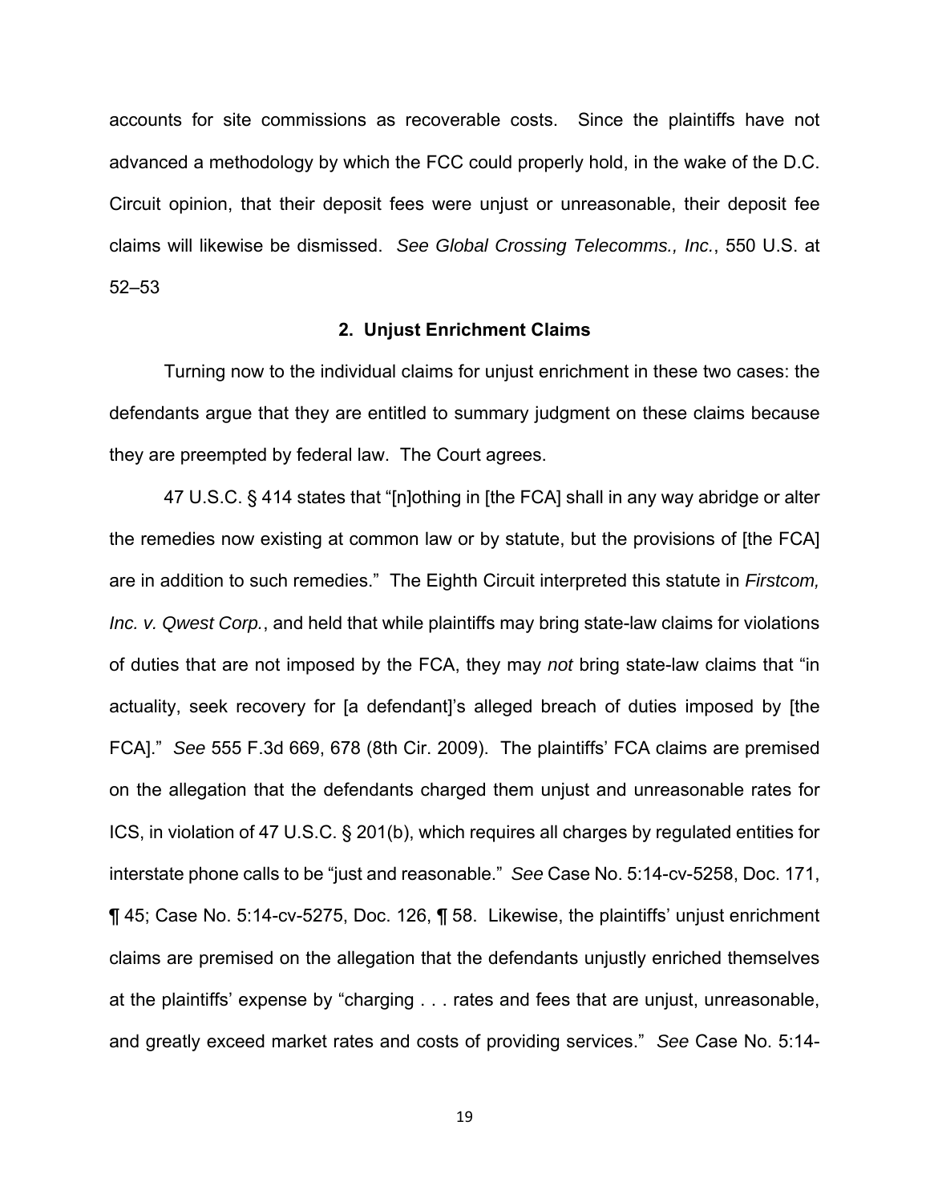accounts for site commissions as recoverable costs. Since the plaintiffs have not advanced a methodology by which the FCC could properly hold, in the wake of the D.C. Circuit opinion, that their deposit fees were unjust or unreasonable, their deposit fee claims will likewise be dismissed. *See Global Crossing Telecomms., Inc.*, 550 U.S. at 52–53

### 2. Unjust Enrichment Claims

Turning now to the individual claims for unjust enrichment in these two cases: the defendants argue that they are entitled to summary judgment on these claims because they are preempted by federal law. The Court agrees.

47 U.S.C. § 414 states that "[n]othing in [the FCA] shall in any way abridge or alter the remedies now existing at common law or by statute, but the provisions of [the FCA] are in addition to such remedies." The Eighth Circuit interpreted this statute in *Firstcom, Inc. v. Qwest Corp.*, and held that while plaintiffs may bring state-law claims for violations of duties that are not imposed by the FCA, they may *not* bring state-law claims that "in actuality, seek recovery for [a defendant]'s alleged breach of duties imposed by [the FCA]." *See* 555 F.3d 669, 678 (8th Cir. 2009). The plaintiffs' FCA claims are premised on the allegation that the defendants charged them unjust and unreasonable rates for ICS, in violation of 47 U.S.C. § 201(b), which requires all charges by regulated entities for interstate phone calls to be "just and reasonable." *See* Case No. 5:14-cv-5258, Doc. 171, ¶ 45; Case No. 5:14-cv-5275, Doc. 126, ¶ 58. Likewise, the plaintiffs' unjust enrichment claims are premised on the allegation that the defendants unjustly enriched themselves at the plaintiffs' expense by "charging . . . rates and fees that are unjust, unreasonable, and greatly exceed market rates and costs of providing services." *See* Case No. 5:14-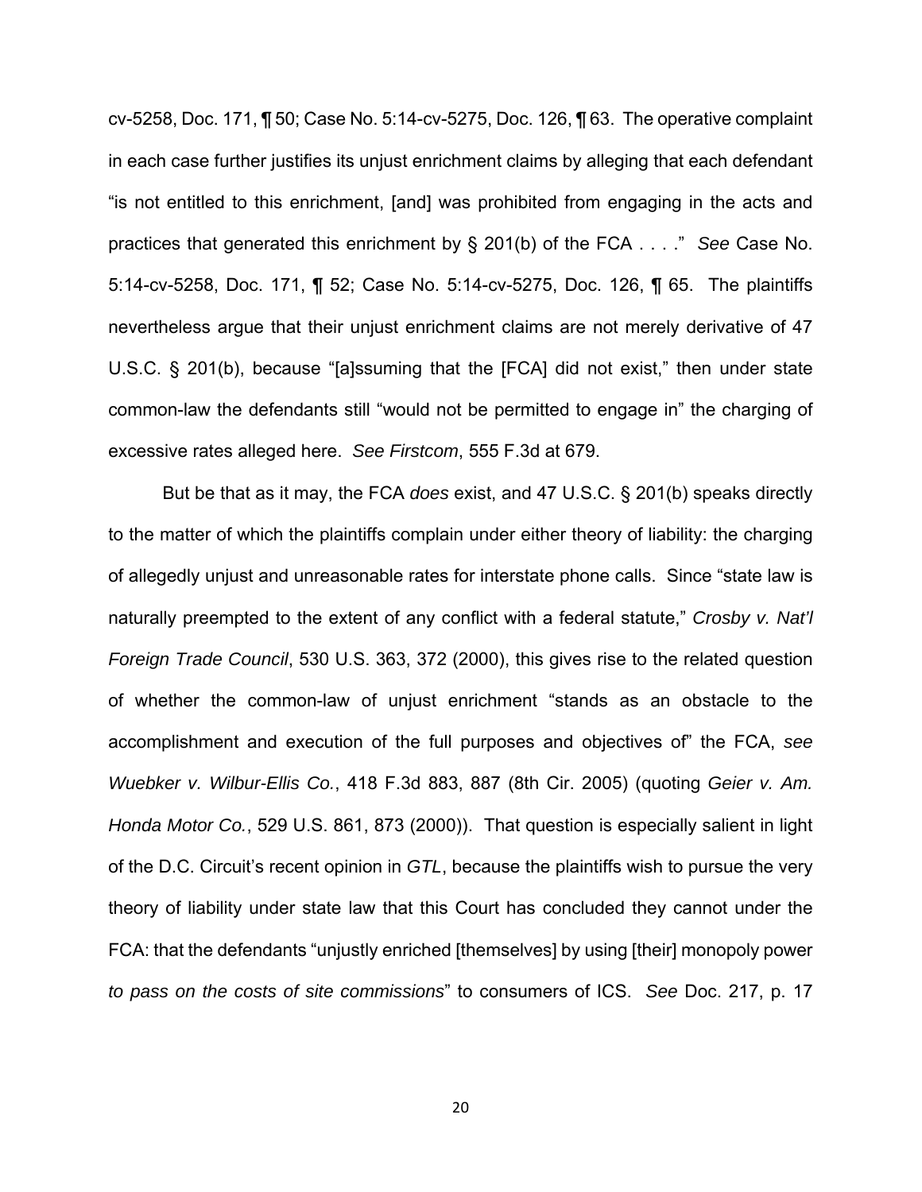cv-5258, Doc. 171, ¶ 50; Case No. 5:14-cv-5275, Doc. 126, ¶ 63. The operative complaint in each case further justifies its unjust enrichment claims by alleging that each defendant "is not entitled to this enrichment, [and] was prohibited from engaging in the acts and practices that generated this enrichment by § 201(b) of the FCA . . . ." *See* Case No. 5:14-cv-5258, Doc. 171, ¶ 52; Case No. 5:14-cv-5275, Doc. 126, ¶ 65. The plaintiffs nevertheless argue that their unjust enrichment claims are not merely derivative of 47 U.S.C. § 201(b), because "[a]ssuming that the [FCA] did not exist," then under state common-law the defendants still "would not be permitted to engage in" the charging of excessive rates alleged here. *See Firstcom*, 555 F.3d at 679.

But be that as it may, the FCA *does* exist, and 47 U.S.C. § 201(b) speaks directly to the matter of which the plaintiffs complain under either theory of liability: the charging of allegedly unjust and unreasonable rates for interstate phone calls. Since "state law is naturally preempted to the extent of any conflict with a federal statute," *Crosby v. Nat'l Foreign Trade Council*, 530 U.S. 363, 372 (2000), this gives rise to the related question of whether the common-law of unjust enrichment "stands as an obstacle to the accomplishment and execution of the full purposes and objectives of" the FCA, *see Wuebker v. Wilbur-Ellis Co.*, 418 F.3d 883, 887 (8th Cir. 2005) (quoting *Geier v. Am. Honda Motor Co.*, 529 U.S. 861, 873 (2000)). That question is especially salient in light of the D.C. Circuit's recent opinion in *GTL*, because the plaintiffs wish to pursue the very theory of liability under state law that this Court has concluded they cannot under the FCA: that the defendants "unjustly enriched [themselves] by using [their] monopoly power *to pass on the costs of site commissions*" to consumers of ICS. *See* Doc. 217, p. 17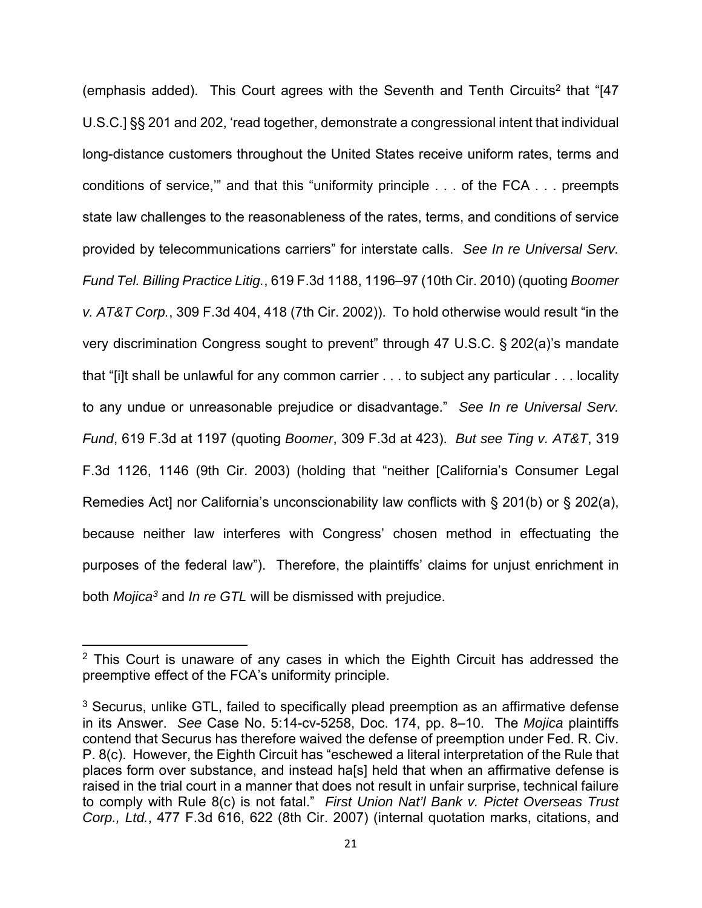(emphasis added). This Court agrees with the Seventh and Tenth Circuits[2] that "[47 U.S.C.] §§ 201 and 202, 'read together, demonstrate a congressional intent that individual long-distance customers throughout the United States receive uniform rates, terms and conditions of service,'" and that this "uniformity principle . . . of the FCA . . . preempts state law challenges to the reasonableness of the rates, terms, and conditions of service provided by telecommunications carriers" for interstate calls. *See In re Universal Serv. Fund Tel. Billing Practice Litig.*, 619 F.3d 1188, 1196–97 (10th Cir. 2010) (quoting *Boomer v. AT&T Corp.*, 309 F.3d 404, 418 (7th Cir. 2002)). To hold otherwise would result "in the very discrimination Congress sought to prevent" through 47 U.S.C. § 202(a)'s mandate that "[i]t shall be unlawful for any common carrier . . . to subject any particular . . . locality to any undue or unreasonable prejudice or disadvantage." *See In re Universal Serv. Fund*, 619 F.3d at 1197 (quoting *Boomer*, 309 F.3d at 423). *But see Ting v. AT&T*, 319 F.3d 1126, 1146 (9th Cir. 2003) (holding that "neither [California's Consumer Legal Remedies Act] nor California's unconscionability law conflicts with § 201(b) or § 202(a), because neither law interferes with Congress' chosen method in effectuating the purposes of the federal law"). Therefore, the plaintiffs' claims for unjust enrichment in both *Mojica*[3] and *In re GTL* will be dismissed with prejudice.

---

[2] This Court is unaware of any cases in which the Eighth Circuit has addressed the preemptive effect of the FCA's uniformity principle.

[3] Securus, unlike GTL, failed to specifically plead preemption as an affirmative defense in its Answer. *See* Case No. 5:14-cv-5258, Doc. 174, pp. 8–10. The *Mojica* plaintiffs contend that Securus has therefore waived the defense of preemption under Fed. R. Civ. P. 8(c). However, the Eighth Circuit has "eschewed a literal interpretation of the Rule that places form over substance, and instead ha[s] held that when an affirmative defense is raised in the trial court in a manner that does not result in unfair surprise, technical failure to comply with Rule 8(c) is not fatal." *First Union Nat'l Bank v. Pictet Overseas Trust Corp., Ltd.*, 477 F.3d 616, 622 (8th Cir. 2007) (internal quotation marks, citations, and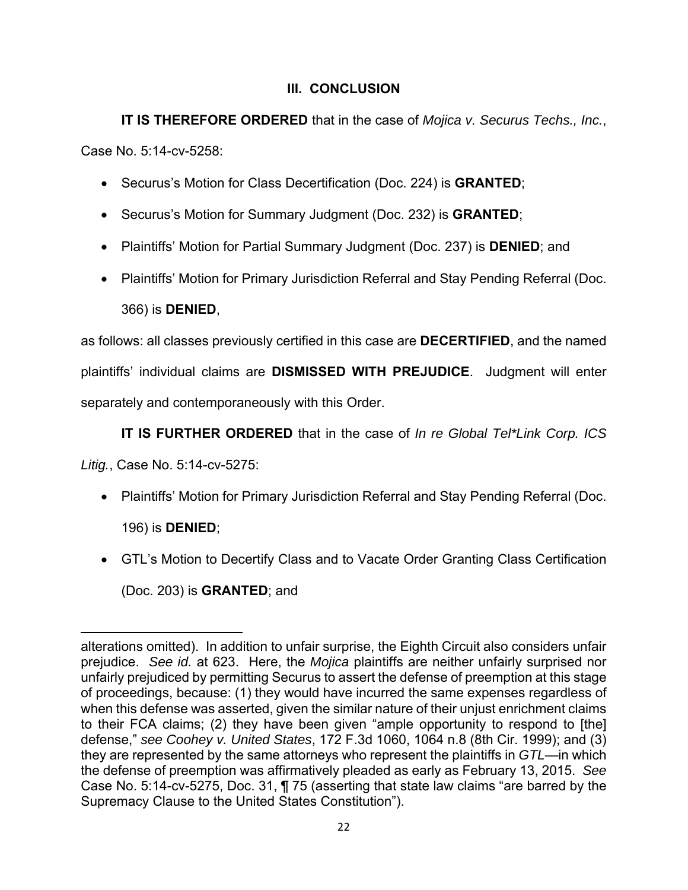## III. CONCLUSION

**IT IS THEREFORE ORDERED** that in the case of *Mojica v. Securus Techs., Inc.*, Case No. 5:14-cv-5258:

- Securus's Motion for Class Decertification (Doc. 224) is **GRANTED**;
- Securus's Motion for Summary Judgment (Doc. 232) is **GRANTED**;
- Plaintiffs' Motion for Partial Summary Judgment (Doc. 237) is **DENIED**; and
- Plaintiffs' Motion for Primary Jurisdiction Referral and Stay Pending Referral (Doc. 366) is **DENIED**,

as follows: all classes previously certified in this case are **DECERTIFIED**, and the named plaintiffs' individual claims are **DISMISSED WITH PREJUDICE**. Judgment will enter separately and contemporaneously with this Order.

**IT IS FURTHER ORDERED** that in the case of *In re Global Tel*Link Corp. ICS Litig.*, Case No. 5:14-cv-5275:

- Plaintiffs' Motion for Primary Jurisdiction Referral and Stay Pending Referral (Doc. 196) is **DENIED**;
- GTL's Motion to Decertify Class and to Vacate Order Granting Class Certification (Doc. 203) is **GRANTED**; and

---

alterations omitted). In addition to unfair surprise, the Eighth Circuit also considers unfair prejudice. *See id.* at 623. Here, the *Mojica* plaintiffs are neither unfairly surprised nor unfairly prejudiced by permitting Securus to assert the defense of preemption at this stage of proceedings, because: (1) they would have incurred the same expenses regardless of when this defense was asserted, given the similar nature of their unjust enrichment claims to their FCA claims; (2) they have been given "ample opportunity to respond to [the] defense," *see Coohey v. United States*, 172 F.3d 1060, 1064 n.8 (8th Cir. 1999); and (3) they are represented by the same attorneys who represent the plaintiffs in *GTL*—in which the defense of preemption was affirmatively pleaded as early as February 13, 2015. *See* Case No. 5:14-cv-5275, Doc. 31, ¶ 75 (asserting that state law claims "are barred by the Supremacy Clause to the United States Constitution").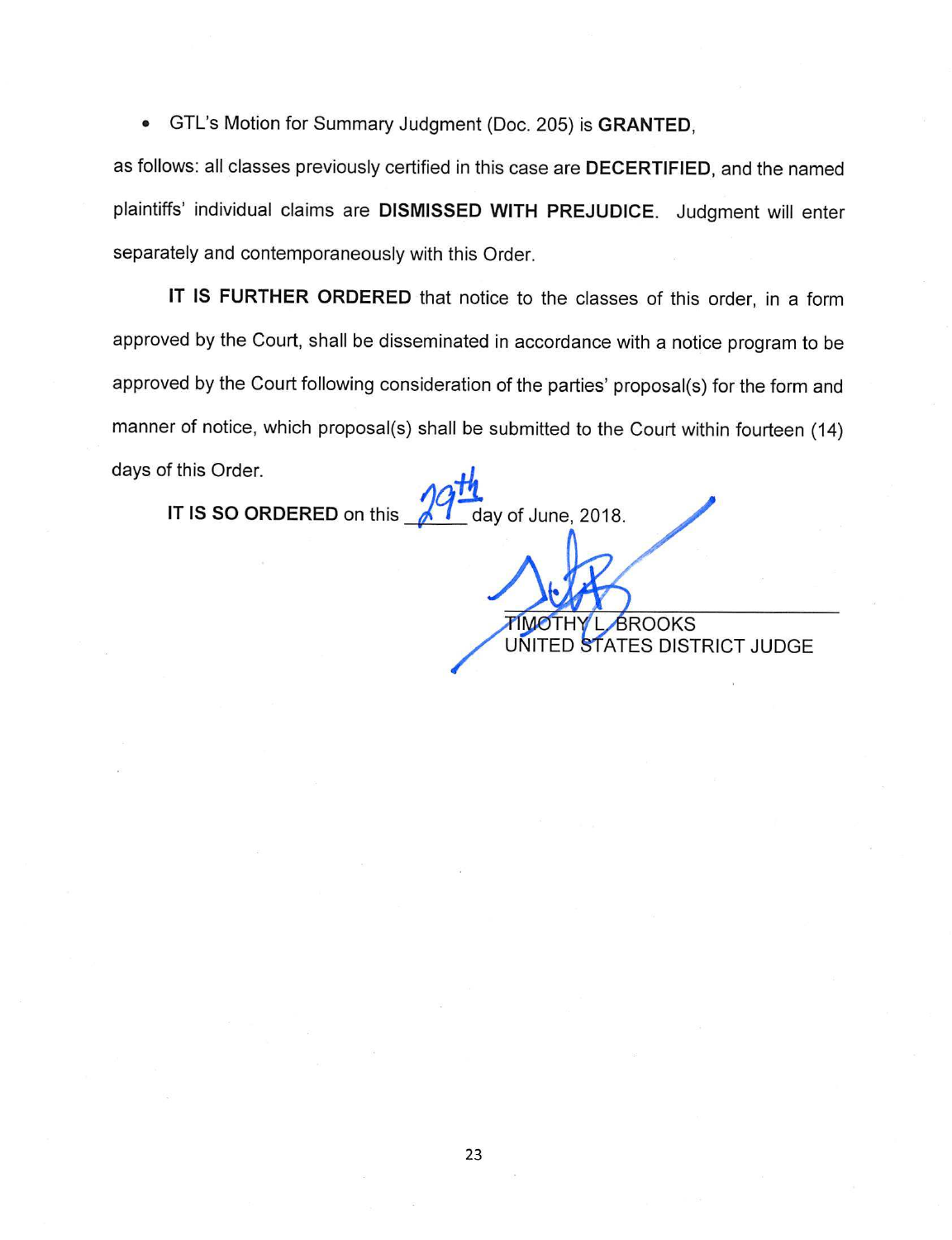- GTL's Motion for Summary Judgment (Doc. 205) is **GRANTED**,

as follows: all classes previously certified in this case are **DECERTIFIED**, and the named plaintiffs' individual claims are **DISMISSED WITH PREJUDICE**. Judgment will enter separately and contemporaneously with this Order.

**IT IS FURTHER ORDERED** that notice to the classes of this order, in a form approved by the Court, shall be disseminated in accordance with a notice program to be approved by the Court following consideration of the parties' proposal(s) for the form and manner of notice, which proposal(s) shall be submitted to the Court within fourteen (14) days of this Order.

**IT IS SO ORDERED** on this 29th day of June, 2018.

TIMOTHY L. BROOKS
UNITED STATES DISTRICT JUDGE